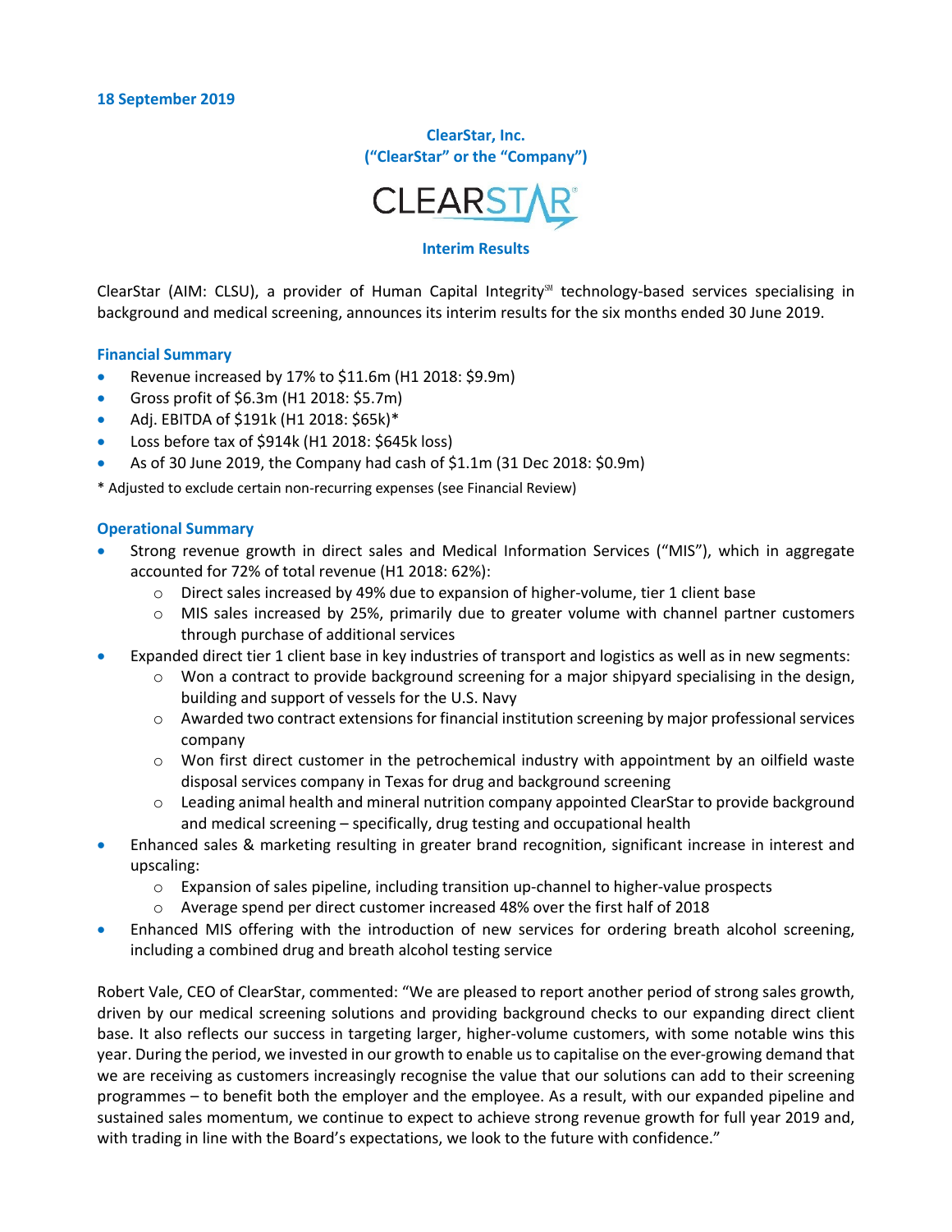**18 September 2019**

**ClearStar, Inc.**
**("ClearStar" or the "Company")**

**Interim Results**

ClearStar (AIM: CLSU), a provider of Human Capital Integrity℠ technology-based services specialising in background and medical screening, announces its interim results for the six months ended 30 June 2019.

## Financial Summary

- Revenue increased by 17% to $11.6m (H1 2018: $9.9m)
- Gross profit of $6.3m (H1 2018: $5.7m)
- Adj. EBITDA of $191k (H1 2018: $65k)*
- Loss before tax of $914k (H1 2018: $645k loss)
- As of 30 June 2019, the Company had cash of $1.1m (31 Dec 2018: $0.9m)

\* Adjusted to exclude certain non-recurring expenses (see Financial Review)

## Operational Summary

- Strong revenue growth in direct sales and Medical Information Services ("MIS"), which in aggregate accounted for 72% of total revenue (H1 2018: 62%):
  - Direct sales increased by 49% due to expansion of higher-volume, tier 1 client base
  - MIS sales increased by 25%, primarily due to greater volume with channel partner customers through purchase of additional services
- Expanded direct tier 1 client base in key industries of transport and logistics as well as in new segments:
  - Won a contract to provide background screening for a major shipyard specialising in the design, building and support of vessels for the U.S. Navy
  - Awarded two contract extensions for financial institution screening by major professional services company
  - Won first direct customer in the petrochemical industry with appointment by an oilfield waste disposal services company in Texas for drug and background screening
  - Leading animal health and mineral nutrition company appointed ClearStar to provide background and medical screening – specifically, drug testing and occupational health
- Enhanced sales & marketing resulting in greater brand recognition, significant increase in interest and upscaling:
  - Expansion of sales pipeline, including transition up-channel to higher-value prospects
  - Average spend per direct customer increased 48% over the first half of 2018
- Enhanced MIS offering with the introduction of new services for ordering breath alcohol screening, including a combined drug and breath alcohol testing service

Robert Vale, CEO of ClearStar, commented: "We are pleased to report another period of strong sales growth, driven by our medical screening solutions and providing background checks to our expanding direct client base. It also reflects our success in targeting larger, higher-volume customers, with some notable wins this year. During the period, we invested in our growth to enable us to capitalise on the ever-growing demand that we are receiving as customers increasingly recognise the value that our solutions can add to their screening programmes – to benefit both the employer and the employee. As a result, with our expanded pipeline and sustained sales momentum, we continue to expect to achieve strong revenue growth for full year 2019 and, with trading in line with the Board's expectations, we look to the future with confidence."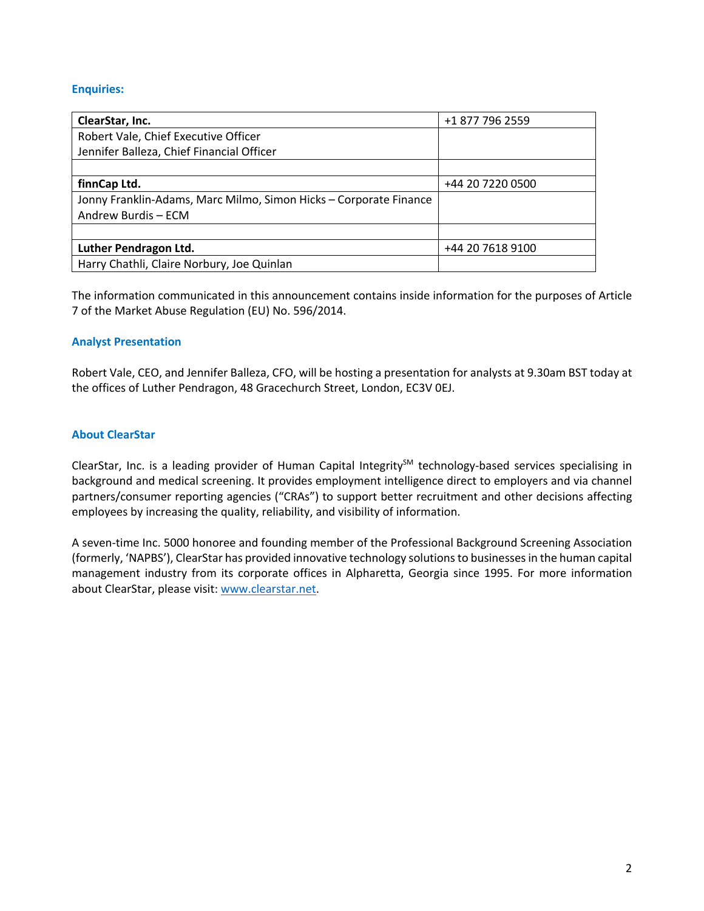### Enquiries:

| ClearStar, Inc. | +1 877 796 2559 |
|---|---|
| Robert Vale, Chief Executive Officer<br>Jennifer Balleza, Chief Financial Officer | |
| | |
| **finnCap Ltd.** | +44 20 7220 0500 |
| Jonny Franklin-Adams, Marc Milmo, Simon Hicks – Corporate Finance<br>Andrew Burdis – ECM | |
| | |
| **Luther Pendragon Ltd.** | +44 20 7618 9100 |
| Harry Chathli, Claire Norbury, Joe Quinlan | |

The information communicated in this announcement contains inside information for the purposes of Article 7 of the Market Abuse Regulation (EU) No. 596/2014.

### Analyst Presentation

Robert Vale, CEO, and Jennifer Balleza, CFO, will be hosting a presentation for analysts at 9.30am BST today at the offices of Luther Pendragon, 48 Gracechurch Street, London, EC3V 0EJ.

### About ClearStar

ClearStar, Inc. is a leading provider of Human Capital Integrity[SM] technology-based services specialising in background and medical screening. It provides employment intelligence direct to employers and via channel partners/consumer reporting agencies ("CRAs") to support better recruitment and other decisions affecting employees by increasing the quality, reliability, and visibility of information.

A seven-time Inc. 5000 honoree and founding member of the Professional Background Screening Association (formerly, 'NAPBS'), ClearStar has provided innovative technology solutions to businesses in the human capital management industry from its corporate offices in Alpharetta, Georgia since 1995. For more information about ClearStar, please visit: www.clearstar.net.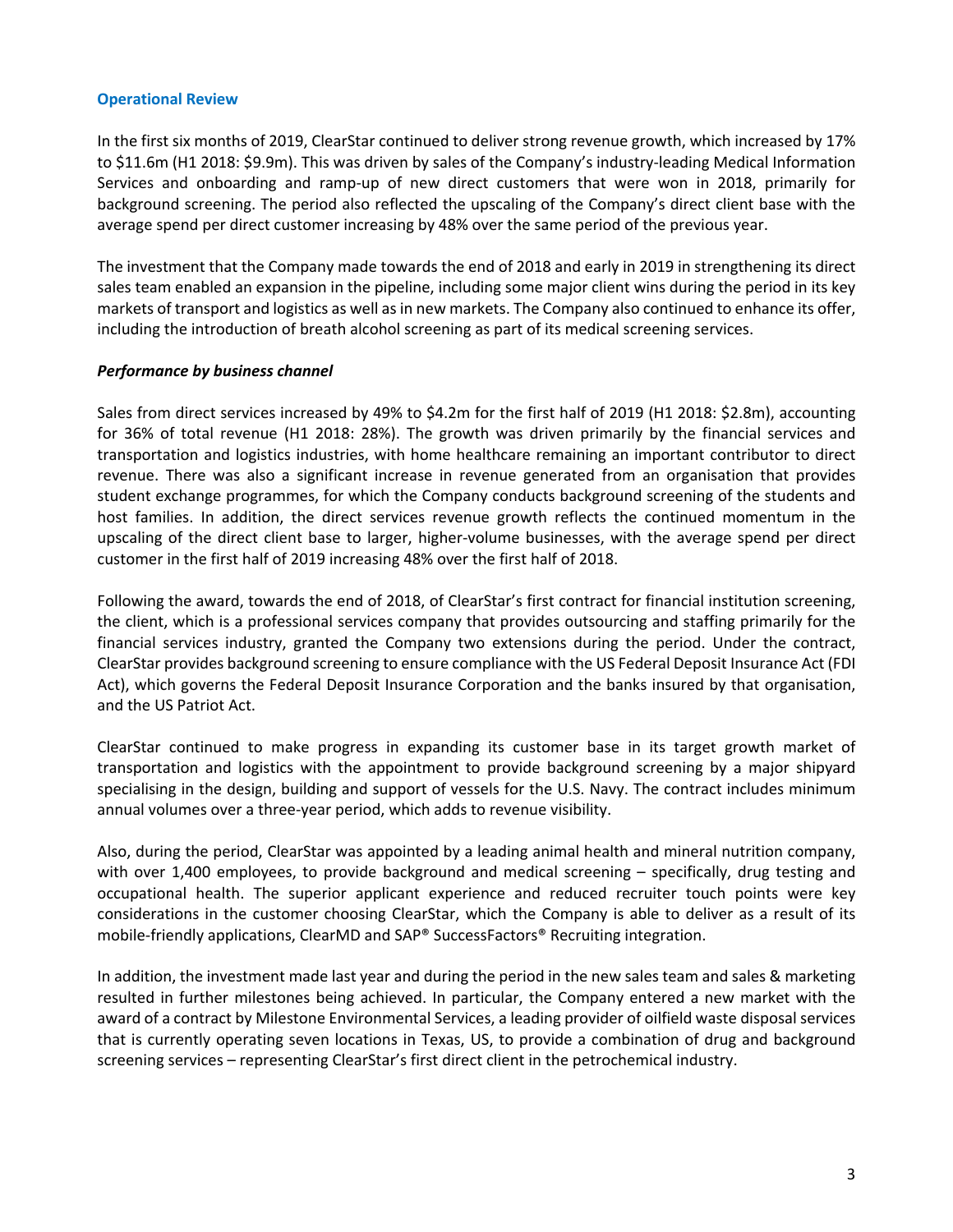## Operational Review

In the first six months of 2019, ClearStar continued to deliver strong revenue growth, which increased by 17% to \$11.6m (H1 2018: \$9.9m). This was driven by sales of the Company's industry-leading Medical Information Services and onboarding and ramp-up of new direct customers that were won in 2018, primarily for background screening. The period also reflected the upscaling of the Company's direct client base with the average spend per direct customer increasing by 48% over the same period of the previous year.

The investment that the Company made towards the end of 2018 and early in 2019 in strengthening its direct sales team enabled an expansion in the pipeline, including some major client wins during the period in its key markets of transport and logistics as well as in new markets. The Company also continued to enhance its offer, including the introduction of breath alcohol screening as part of its medical screening services.

### *Performance by business channel*

Sales from direct services increased by 49% to \$4.2m for the first half of 2019 (H1 2018: \$2.8m), accounting for 36% of total revenue (H1 2018: 28%). The growth was driven primarily by the financial services and transportation and logistics industries, with home healthcare remaining an important contributor to direct revenue. There was also a significant increase in revenue generated from an organisation that provides student exchange programmes, for which the Company conducts background screening of the students and host families. In addition, the direct services revenue growth reflects the continued momentum in the upscaling of the direct client base to larger, higher-volume businesses, with the average spend per direct customer in the first half of 2019 increasing 48% over the first half of 2018.

Following the award, towards the end of 2018, of ClearStar's first contract for financial institution screening, the client, which is a professional services company that provides outsourcing and staffing primarily for the financial services industry, granted the Company two extensions during the period. Under the contract, ClearStar provides background screening to ensure compliance with the US Federal Deposit Insurance Act (FDI Act), which governs the Federal Deposit Insurance Corporation and the banks insured by that organisation, and the US Patriot Act.

ClearStar continued to make progress in expanding its customer base in its target growth market of transportation and logistics with the appointment to provide background screening by a major shipyard specialising in the design, building and support of vessels for the U.S. Navy. The contract includes minimum annual volumes over a three-year period, which adds to revenue visibility.

Also, during the period, ClearStar was appointed by a leading animal health and mineral nutrition company, with over 1,400 employees, to provide background and medical screening – specifically, drug testing and occupational health. The superior applicant experience and reduced recruiter touch points were key considerations in the customer choosing ClearStar, which the Company is able to deliver as a result of its mobile-friendly applications, ClearMD and SAP® SuccessFactors® Recruiting integration.

In addition, the investment made last year and during the period in the new sales team and sales & marketing resulted in further milestones being achieved. In particular, the Company entered a new market with the award of a contract by Milestone Environmental Services, a leading provider of oilfield waste disposal services that is currently operating seven locations in Texas, US, to provide a combination of drug and background screening services – representing ClearStar's first direct client in the petrochemical industry.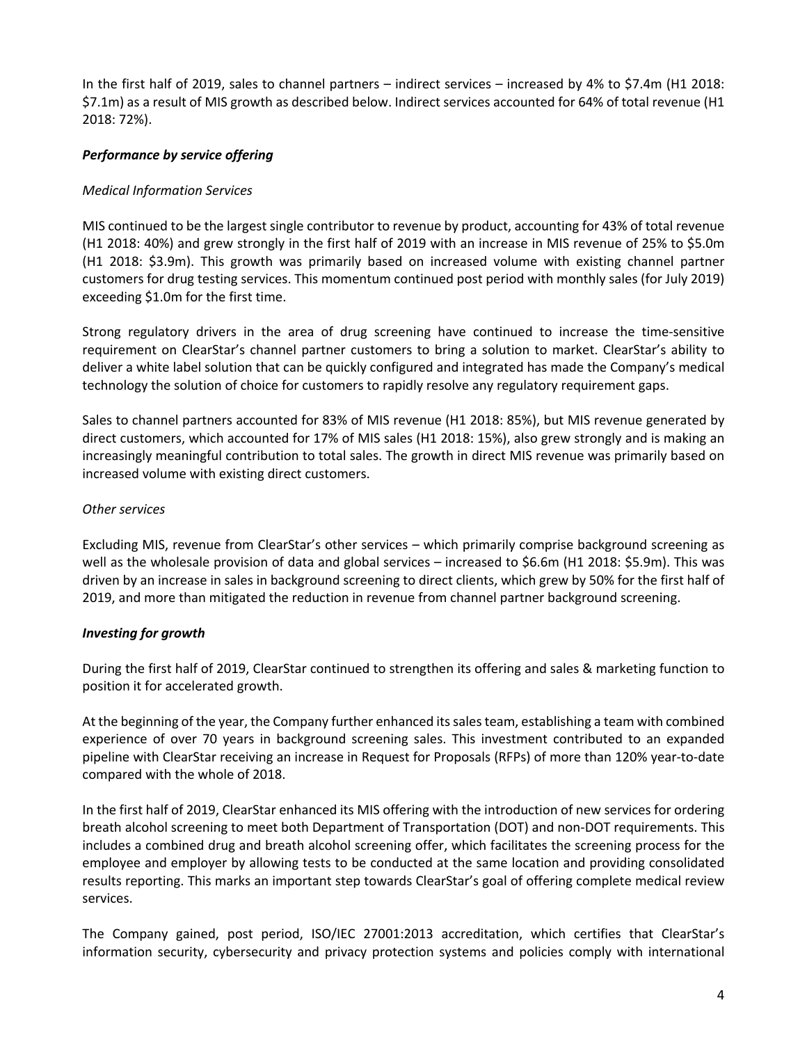In the first half of 2019, sales to channel partners – indirect services – increased by 4% to $7.4m (H1 2018: $7.1m) as a result of MIS growth as described below. Indirect services accounted for 64% of total revenue (H1 2018: 72%).

### *Performance by service offering*

*Medical Information Services*

MIS continued to be the largest single contributor to revenue by product, accounting for 43% of total revenue (H1 2018: 40%) and grew strongly in the first half of 2019 with an increase in MIS revenue of 25% to $5.0m (H1 2018: $3.9m). This growth was primarily based on increased volume with existing channel partner customers for drug testing services. This momentum continued post period with monthly sales (for July 2019) exceeding $1.0m for the first time.

Strong regulatory drivers in the area of drug screening have continued to increase the time-sensitive requirement on ClearStar's channel partner customers to bring a solution to market. ClearStar's ability to deliver a white label solution that can be quickly configured and integrated has made the Company's medical technology the solution of choice for customers to rapidly resolve any regulatory requirement gaps.

Sales to channel partners accounted for 83% of MIS revenue (H1 2018: 85%), but MIS revenue generated by direct customers, which accounted for 17% of MIS sales (H1 2018: 15%), also grew strongly and is making an increasingly meaningful contribution to total sales. The growth in direct MIS revenue was primarily based on increased volume with existing direct customers.

*Other services*

Excluding MIS, revenue from ClearStar's other services – which primarily comprise background screening as well as the wholesale provision of data and global services – increased to $6.6m (H1 2018: $5.9m). This was driven by an increase in sales in background screening to direct clients, which grew by 50% for the first half of 2019, and more than mitigated the reduction in revenue from channel partner background screening.

### *Investing for growth*

During the first half of 2019, ClearStar continued to strengthen its offering and sales & marketing function to position it for accelerated growth.

At the beginning of the year, the Company further enhanced its sales team, establishing a team with combined experience of over 70 years in background screening sales. This investment contributed to an expanded pipeline with ClearStar receiving an increase in Request for Proposals (RFPs) of more than 120% year-to-date compared with the whole of 2018.

In the first half of 2019, ClearStar enhanced its MIS offering with the introduction of new services for ordering breath alcohol screening to meet both Department of Transportation (DOT) and non-DOT requirements. This includes a combined drug and breath alcohol screening offer, which facilitates the screening process for the employee and employer by allowing tests to be conducted at the same location and providing consolidated results reporting. This marks an important step towards ClearStar's goal of offering complete medical review services.

The Company gained, post period, ISO/IEC 27001:2013 accreditation, which certifies that ClearStar's information security, cybersecurity and privacy protection systems and policies comply with international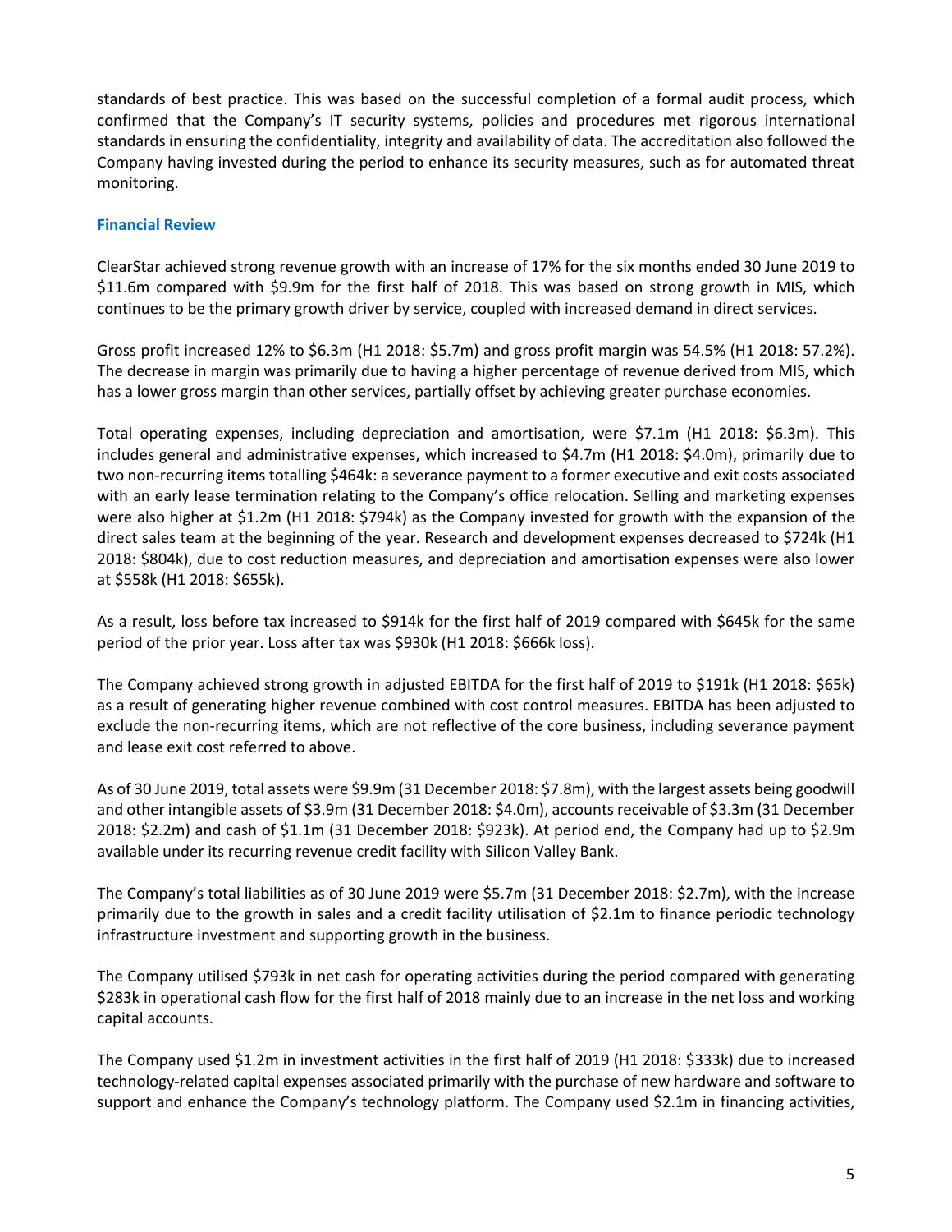standards of best practice. This was based on the successful completion of a formal audit process, which confirmed that the Company's IT security systems, policies and procedures met rigorous international standards in ensuring the confidentiality, integrity and availability of data. The accreditation also followed the Company having invested during the period to enhance its security measures, such as for automated threat monitoring.

**Financial Review**

ClearStar achieved strong revenue growth with an increase of 17% for the six months ended 30 June 2019 to $11.6m compared with $9.9m for the first half of 2018. This was based on strong growth in MIS, which continues to be the primary growth driver by service, coupled with increased demand in direct services.

Gross profit increased 12% to $6.3m (H1 2018: $5.7m) and gross profit margin was 54.5% (H1 2018: 57.2%). The decrease in margin was primarily due to having a higher percentage of revenue derived from MIS, which has a lower gross margin than other services, partially offset by achieving greater purchase economies.

Total operating expenses, including depreciation and amortisation, were $7.1m (H1 2018: $6.3m). This includes general and administrative expenses, which increased to $4.7m (H1 2018: $4.0m), primarily due to two non-recurring items totalling $464k: a severance payment to a former executive and exit costs associated with an early lease termination relating to the Company's office relocation. Selling and marketing expenses were also higher at $1.2m (H1 2018: $794k) as the Company invested for growth with the expansion of the direct sales team at the beginning of the year. Research and development expenses decreased to $724k (H1 2018: $804k), due to cost reduction measures, and depreciation and amortisation expenses were also lower at $558k (H1 2018: $655k).

As a result, loss before tax increased to $914k for the first half of 2019 compared with $645k for the same period of the prior year. Loss after tax was $930k (H1 2018: $666k loss).

The Company achieved strong growth in adjusted EBITDA for the first half of 2019 to $191k (H1 2018: $65k) as a result of generating higher revenue combined with cost control measures. EBITDA has been adjusted to exclude the non-recurring items, which are not reflective of the core business, including severance payment and lease exit cost referred to above.

As of 30 June 2019, total assets were $9.9m (31 December 2018: $7.8m), with the largest assets being goodwill and other intangible assets of $3.9m (31 December 2018: $4.0m), accounts receivable of $3.3m (31 December 2018: $2.2m) and cash of $1.1m (31 December 2018: $923k). At period end, the Company had up to $2.9m available under its recurring revenue credit facility with Silicon Valley Bank.

The Company's total liabilities as of 30 June 2019 were $5.7m (31 December 2018: $2.7m), with the increase primarily due to the growth in sales and a credit facility utilisation of $2.1m to finance periodic technology infrastructure investment and supporting growth in the business.

The Company utilised $793k in net cash for operating activities during the period compared with generating $283k in operational cash flow for the first half of 2018 mainly due to an increase in the net loss and working capital accounts.

The Company used $1.2m in investment activities in the first half of 2019 (H1 2018: $333k) due to increased technology-related capital expenses associated primarily with the purchase of new hardware and software to support and enhance the Company's technology platform. The Company used $2.1m in financing activities,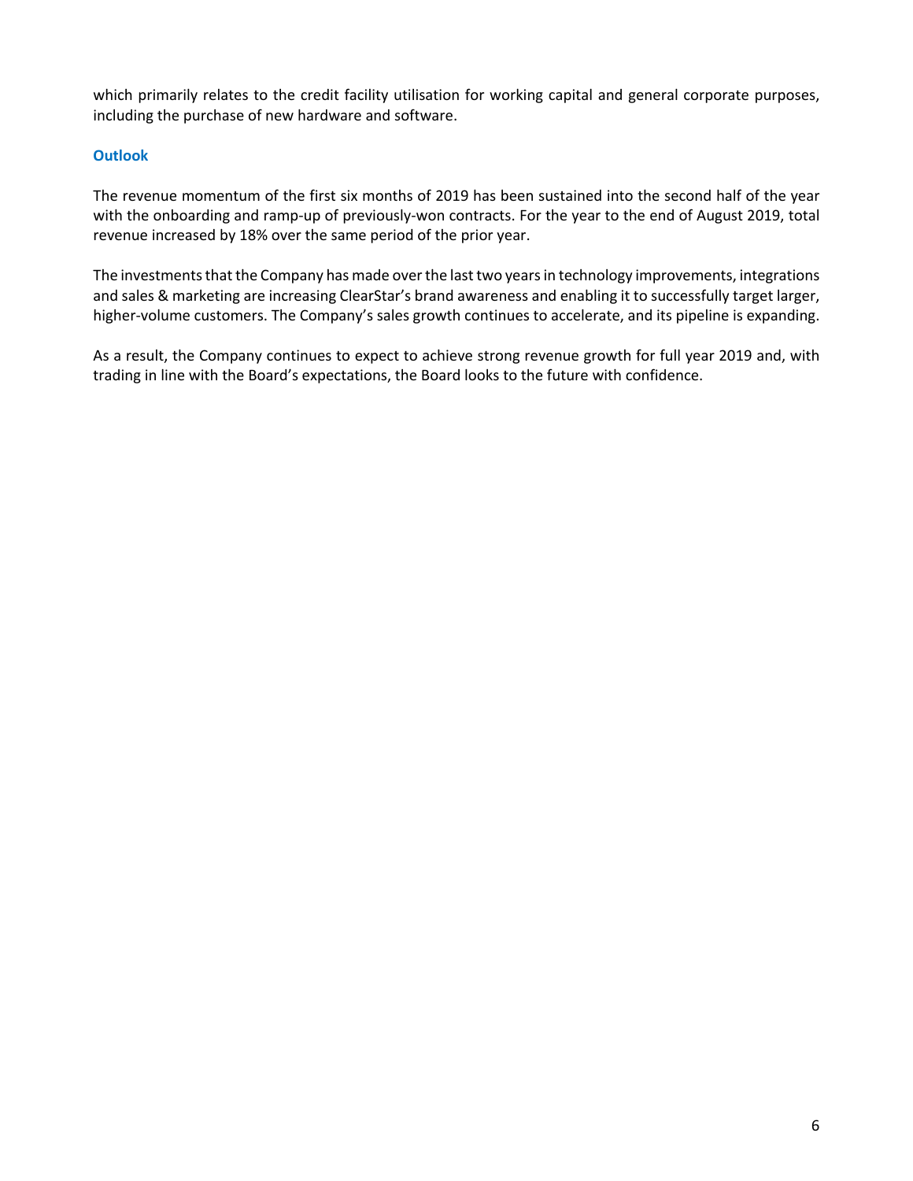which primarily relates to the credit facility utilisation for working capital and general corporate purposes, including the purchase of new hardware and software.

## Outlook

The revenue momentum of the first six months of 2019 has been sustained into the second half of the year with the onboarding and ramp-up of previously-won contracts. For the year to the end of August 2019, total revenue increased by 18% over the same period of the prior year.

The investments that the Company has made over the last two years in technology improvements, integrations and sales & marketing are increasing ClearStar's brand awareness and enabling it to successfully target larger, higher-volume customers. The Company's sales growth continues to accelerate, and its pipeline is expanding.

As a result, the Company continues to expect to achieve strong revenue growth for full year 2019 and, with trading in line with the Board's expectations, the Board looks to the future with confidence.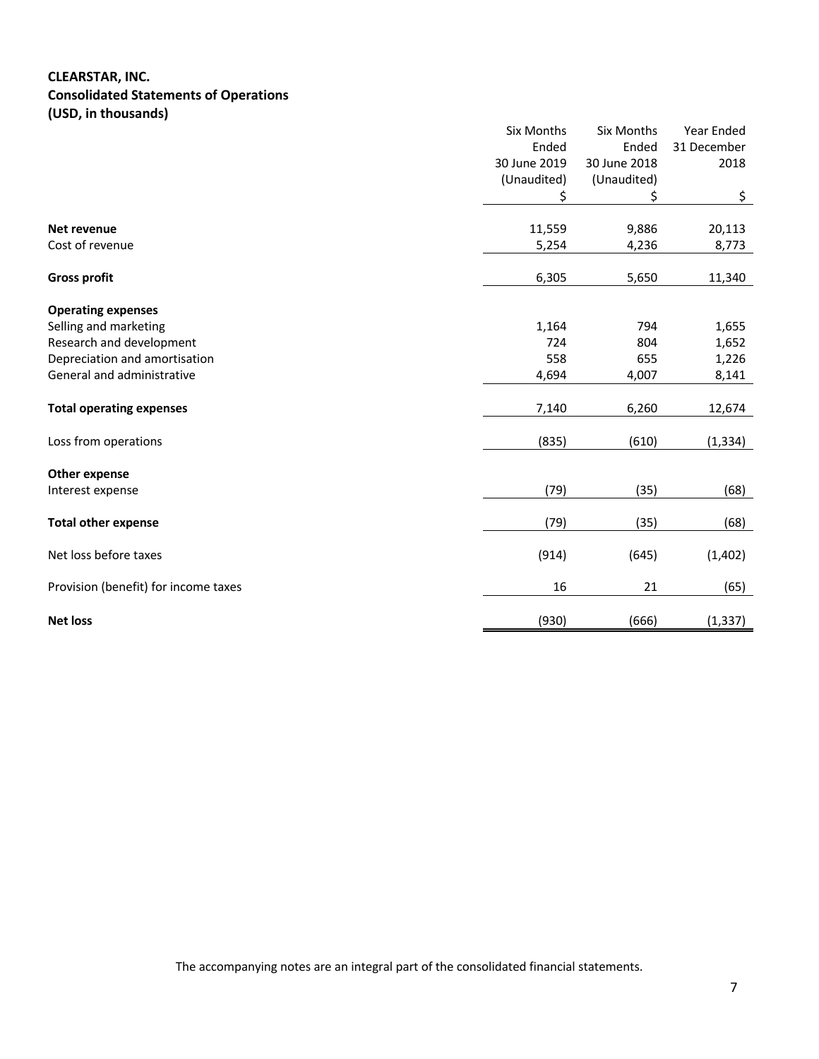**CLEARSTAR, INC.**
**Consolidated Statements of Operations**
**(USD, in thousands)**

| | Six Months Ended 30 June 2019 (Unaudited) | Six Months Ended 30 June 2018 (Unaudited) | Year Ended 31 December 2018 |
|---|---|---|---|
| | $ | $ | $ |
| **Net revenue** | 11,559 | 9,886 | 20,113 |
| Cost of revenue | 5,254 | 4,236 | 8,773 |
| **Gross profit** | 6,305 | 5,650 | 11,340 |
| **Operating expenses** | | | |
| Selling and marketing | 1,164 | 794 | 1,655 |
| Research and development | 724 | 804 | 1,652 |
| Depreciation and amortisation | 558 | 655 | 1,226 |
| General and administrative | 4,694 | 4,007 | 8,141 |
| **Total operating expenses** | 7,140 | 6,260 | 12,674 |
| Loss from operations | (835) | (610) | (1,334) |
| **Other expense** | | | |
| Interest expense | (79) | (35) | (68) |
| **Total other expense** | (79) | (35) | (68) |
| Net loss before taxes | (914) | (645) | (1,402) |
| Provision (benefit) for income taxes | 16 | 21 | (65) |
| **Net loss** | (930) | (666) | (1,337) |

The accompanying notes are an integral part of the consolidated financial statements.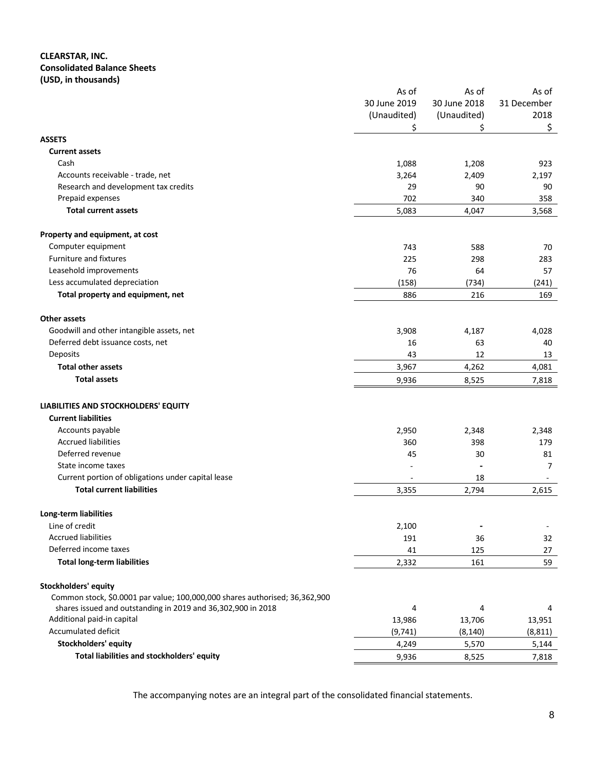**CLEARSTAR, INC.**
**Consolidated Balance Sheets**
**(USD, in thousands)**

| | As of 30 June 2019 (Unaudited) | As of 30 June 2018 (Unaudited) | As of 31 December 2018 |
|---|---|---|---|
| | $ | $ | $ |
| **ASSETS** | | | |
| **Current assets** | | | |
| Cash | 1,088 | 1,208 | 923 |
| Accounts receivable - trade, net | 3,264 | 2,409 | 2,197 |
| Research and development tax credits | 29 | 90 | 90 |
| Prepaid expenses | 702 | 340 | 358 |
| **Total current assets** | 5,083 | 4,047 | 3,568 |
| | | | |
| **Property and equipment, at cost** | | | |
| Computer equipment | 743 | 588 | 70 |
| Furniture and fixtures | 225 | 298 | 283 |
| Leasehold improvements | 76 | 64 | 57 |
| Less accumulated depreciation | (158) | (734) | (241) |
| **Total property and equipment, net** | 886 | 216 | 169 |
| | | | |
| **Other assets** | | | |
| Goodwill and other intangible assets, net | 3,908 | 4,187 | 4,028 |
| Deferred debt issuance costs, net | 16 | 63 | 40 |
| Deposits | 43 | 12 | 13 |
| **Total other assets** | 3,967 | 4,262 | 4,081 |
| **Total assets** | 9,936 | 8,525 | 7,818 |
| | | | |
| **LIABILITIES AND STOCKHOLDERS' EQUITY** | | | |
| **Current liabilities** | | | |
| Accounts payable | 2,950 | 2,348 | 2,348 |
| Accrued liabilities | 360 | 398 | 179 |
| Deferred revenue | 45 | 30 | 81 |
| State income taxes | - | - | 7 |
| Current portion of obligations under capital lease | - | 18 | - |
| **Total current liabilities** | 3,355 | 2,794 | 2,615 |
| | | | |
| **Long-term liabilities** | | | |
| Line of credit | 2,100 | - | - |
| Accrued liabilities | 191 | 36 | 32 |
| Deferred income taxes | 41 | 125 | 27 |
| **Total long-term liabilities** | 2,332 | 161 | 59 |
| | | | |
| **Stockholders' equity** | | | |
| Common stock, $0.0001 par value; 100,000,000 shares authorised; 36,362,900 shares issued and outstanding in 2019 and 36,302,900 in 2018 | 4 | 4 | 4 |
| Additional paid-in capital | 13,986 | 13,706 | 13,951 |
| Accumulated deficit | (9,741) | (8,140) | (8,811) |
| **Stockholders' equity** | 4,249 | 5,570 | 5,144 |
| **Total liabilities and stockholders' equity** | 9,936 | 8,525 | 7,818 |

The accompanying notes are an integral part of the consolidated financial statements.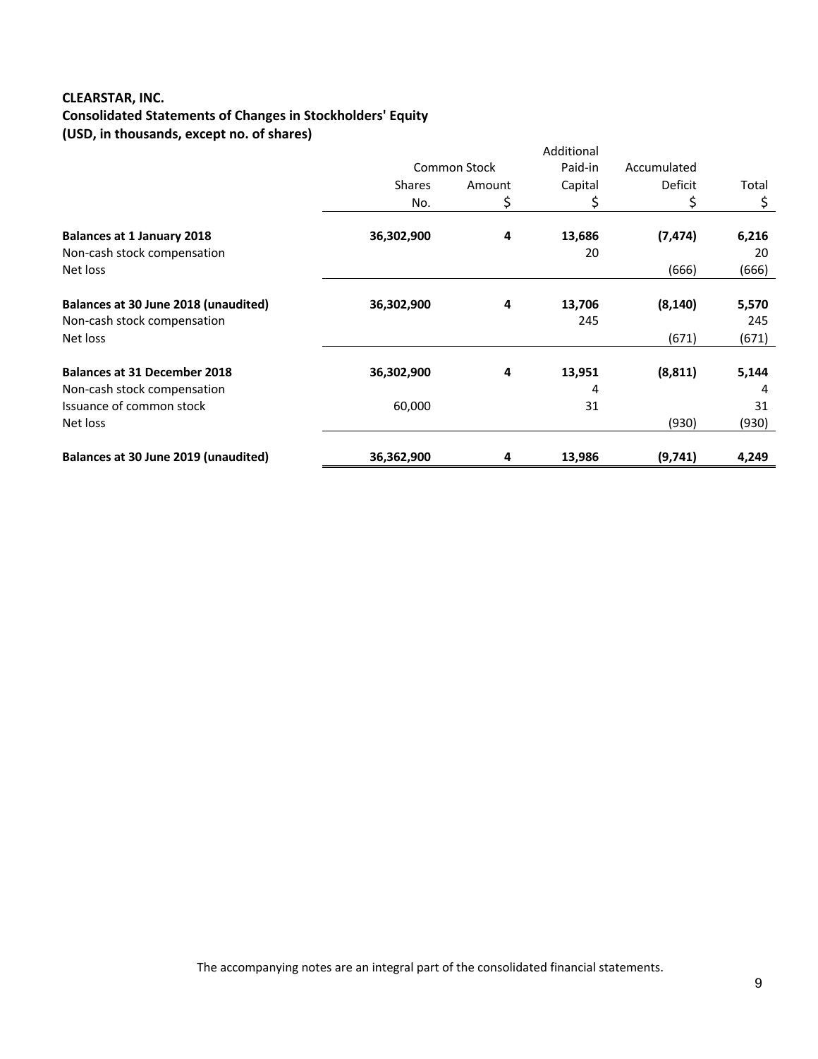**CLEARSTAR, INC.**
**Consolidated Statements of Changes in Stockholders' Equity**
**(USD, in thousands, except no. of shares)**

| | Common Stock | | Additional Paid-in Capital | Accumulated Deficit | Total |
|---|---|---|---|---|---|
| | Shares No. | Amount $ | $ | $ | $ |
| **Balances at 1 January 2018** | **36,302,900** | **4** | **13,686** | **(7,474)** | **6,216** |
| Non-cash stock compensation | | | 20 | | 20 |
| Net loss | | | | (666) | (666) |
| **Balances at 30 June 2018 (unaudited)** | **36,302,900** | **4** | **13,706** | **(8,140)** | **5,570** |
| Non-cash stock compensation | | | 245 | | 245 |
| Net loss | | | | (671) | (671) |
| **Balances at 31 December 2018** | **36,302,900** | **4** | **13,951** | **(8,811)** | **5,144** |
| Non-cash stock compensation | | | 4 | | 4 |
| Issuance of common stock | 60,000 | | 31 | | 31 |
| Net loss | | | | (930) | (930) |
| **Balances at 30 June 2019 (unaudited)** | **36,362,900** | **4** | **13,986** | **(9,741)** | **4,249** |

The accompanying notes are an integral part of the consolidated financial statements.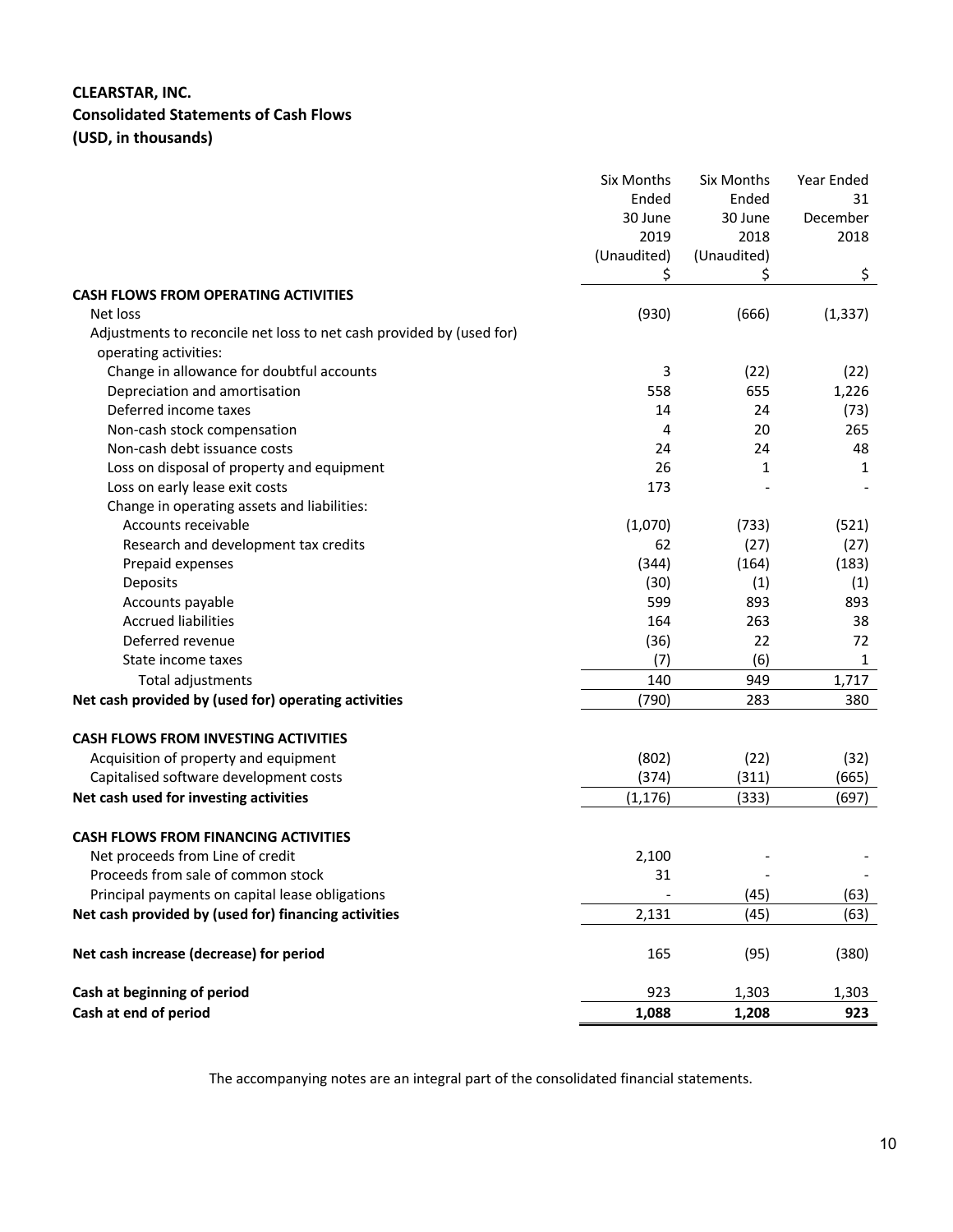**CLEARSTAR, INC.**
**Consolidated Statements of Cash Flows**
**(USD, in thousands)**

| | Six Months Ended 30 June 2019 (Unaudited) | Six Months Ended 30 June 2018 (Unaudited) | Year Ended 31 December 2018 |
|---|---|---|---|
| | $ | $ | $ |
| **CASH FLOWS FROM OPERATING ACTIVITIES** | | | |
| Net loss | (930) | (666) | (1,337) |
| Adjustments to reconcile net loss to net cash provided by (used for) operating activities: | | | |
| Change in allowance for doubtful accounts | 3 | (22) | (22) |
| Depreciation and amortisation | 558 | 655 | 1,226 |
| Deferred income taxes | 14 | 24 | (73) |
| Non-cash stock compensation | 4 | 20 | 265 |
| Non-cash debt issuance costs | 24 | 24 | 48 |
| Loss on disposal of property and equipment | 26 | 1 | 1 |
| Loss on early lease exit costs | 173 | - | - |
| Change in operating assets and liabilities: | | | |
| Accounts receivable | (1,070) | (733) | (521) |
| Research and development tax credits | 62 | (27) | (27) |
| Prepaid expenses | (344) | (164) | (183) |
| Deposits | (30) | (1) | (1) |
| Accounts payable | 599 | 893 | 893 |
| Accrued liabilities | 164 | 263 | 38 |
| Deferred revenue | (36) | 22 | 72 |
| State income taxes | (7) | (6) | 1 |
| Total adjustments | 140 | 949 | 1,717 |
| **Net cash provided by (used for) operating activities** | (790) | 283 | 380 |
| **CASH FLOWS FROM INVESTING ACTIVITIES** | | | |
| Acquisition of property and equipment | (802) | (22) | (32) |
| Capitalised software development costs | (374) | (311) | (665) |
| **Net cash used for investing activities** | (1,176) | (333) | (697) |
| **CASH FLOWS FROM FINANCING ACTIVITIES** | | | |
| Net proceeds from Line of credit | 2,100 | - | - |
| Proceeds from sale of common stock | 31 | - | - |
| Principal payments on capital lease obligations | - | (45) | (63) |
| **Net cash provided by (used for) financing activities** | 2,131 | (45) | (63) |
| **Net cash increase (decrease) for period** | 165 | (95) | (380) |
| **Cash at beginning of period** | 923 | 1,303 | 1,303 |
| **Cash at end of period** | **1,088** | **1,208** | **923** |

The accompanying notes are an integral part of the consolidated financial statements.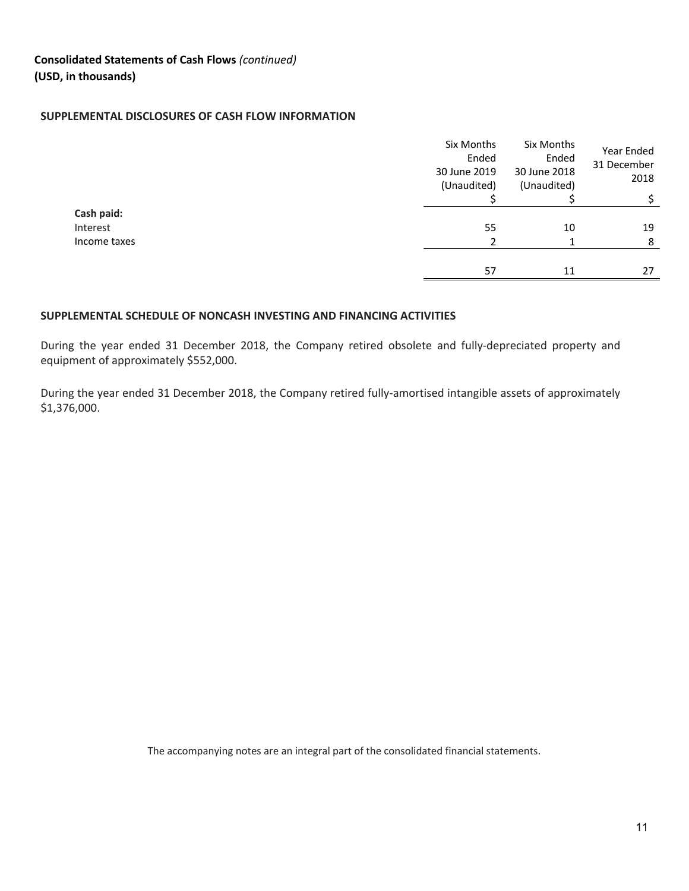**Consolidated Statements of Cash Flows** *(continued)*
**(USD, in thousands)**

## SUPPLEMENTAL DISCLOSURES OF CASH FLOW INFORMATION

| | Six Months Ended 30 June 2019 (Unaudited) | Six Months Ended 30 June 2018 (Unaudited) | Year Ended 31 December 2018 |
|---|---|---|---|
| | $ | $ | $ |
| **Cash paid:** | | | |
| Interest | 55 | 10 | 19 |
| Income taxes | 2 | 1 | 8 |
| | 57 | 11 | 27 |

## SUPPLEMENTAL SCHEDULE OF NONCASH INVESTING AND FINANCING ACTIVITIES

During the year ended 31 December 2018, the Company retired obsolete and fully-depreciated property and equipment of approximately $552,000.

During the year ended 31 December 2018, the Company retired fully-amortised intangible assets of approximately $1,376,000.

The accompanying notes are an integral part of the consolidated financial statements.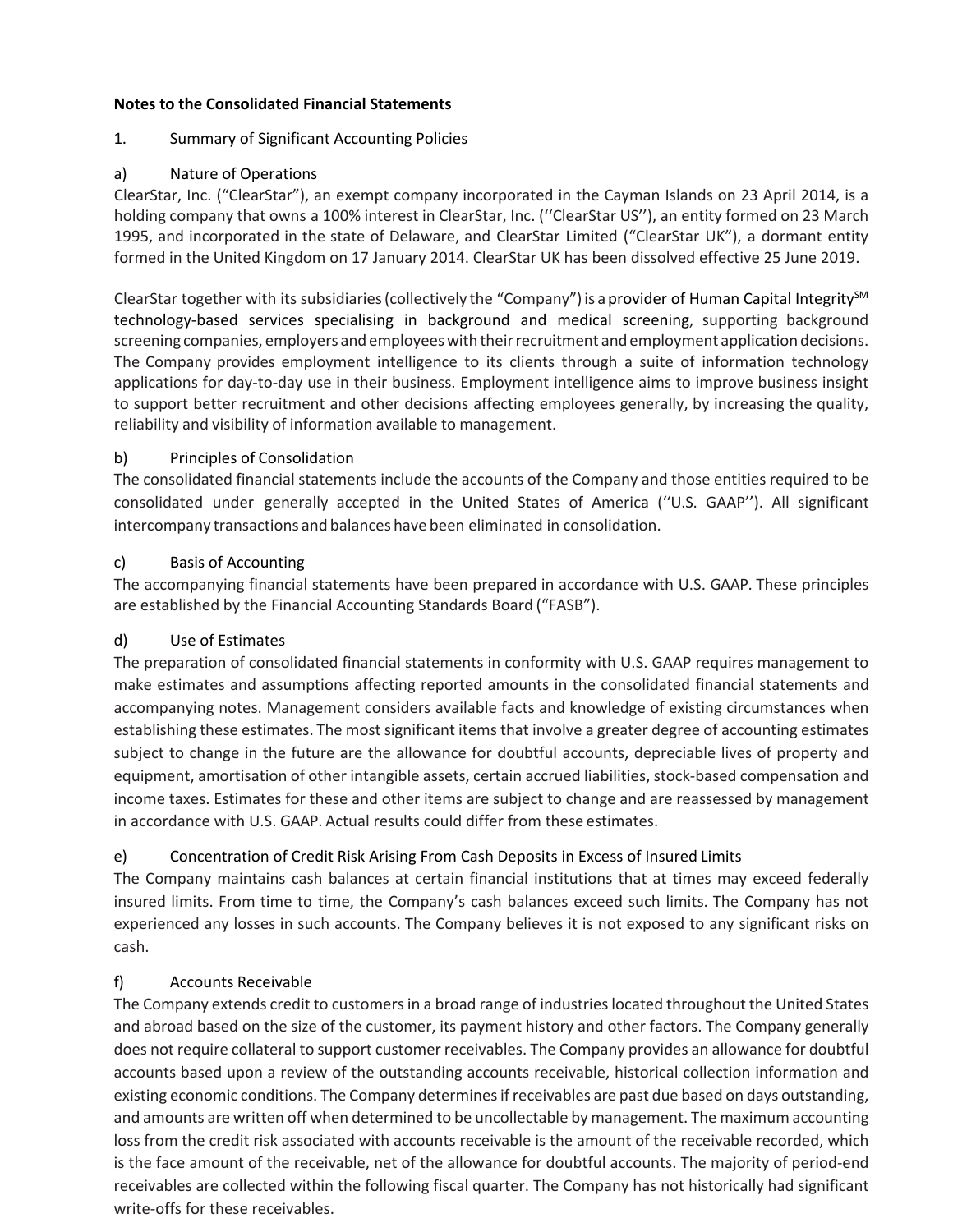**Notes to the Consolidated Financial Statements**

1. Summary of Significant Accounting Policies

a) Nature of Operations

ClearStar, Inc. (“ClearStar”), an exempt company incorporated in the Cayman Islands on 23 April 2014, is a holding company that owns a 100% interest in ClearStar, Inc. (‘‘ClearStar US’’), an entity formed on 23 March 1995, and incorporated in the state of Delaware, and ClearStar Limited (“ClearStar UK”), a dormant entity formed in the United Kingdom on 17 January 2014. ClearStar UK has been dissolved effective 25 June 2019.

ClearStar together with its subsidiaries (collectively the “Company”) is a provider of Human Capital Integrity[SM] technology-based services specialising in background and medical screening, supporting background screening companies, employers and employees with their recruitment and employment application decisions. The Company provides employment intelligence to its clients through a suite of information technology applications for day-to-day use in their business. Employment intelligence aims to improve business insight to support better recruitment and other decisions affecting employees generally, by increasing the quality, reliability and visibility of information available to management.

b) Principles of Consolidation

The consolidated financial statements include the accounts of the Company and those entities required to be consolidated under generally accepted in the United States of America (‘‘U.S. GAAP’’). All significant intercompany transactions and balances have been eliminated in consolidation.

c) Basis of Accounting

The accompanying financial statements have been prepared in accordance with U.S. GAAP. These principles are established by the Financial Accounting Standards Board (“FASB”).

d) Use of Estimates

The preparation of consolidated financial statements in conformity with U.S. GAAP requires management to make estimates and assumptions affecting reported amounts in the consolidated financial statements and accompanying notes. Management considers available facts and knowledge of existing circumstances when establishing these estimates. The most significant items that involve a greater degree of accounting estimates subject to change in the future are the allowance for doubtful accounts, depreciable lives of property and equipment, amortisation of other intangible assets, certain accrued liabilities, stock-based compensation and income taxes. Estimates for these and other items are subject to change and are reassessed by management in accordance with U.S. GAAP. Actual results could differ from these estimates.

e) Concentration of Credit Risk Arising From Cash Deposits in Excess of Insured Limits

The Company maintains cash balances at certain financial institutions that at times may exceed federally insured limits. From time to time, the Company’s cash balances exceed such limits. The Company has not experienced any losses in such accounts. The Company believes it is not exposed to any significant risks on cash.

f) Accounts Receivable

The Company extends credit to customers in a broad range of industries located throughout the United States and abroad based on the size of the customer, its payment history and other factors. The Company generally does not require collateral to support customer receivables. The Company provides an allowance for doubtful accounts based upon a review of the outstanding accounts receivable, historical collection information and existing economic conditions. The Company determines if receivables are past due based on days outstanding, and amounts are written off when determined to be uncollectable by management. The maximum accounting loss from the credit risk associated with accounts receivable is the amount of the receivable recorded, which is the face amount of the receivable, net of the allowance for doubtful accounts. The majority of period-end receivables are collected within the following fiscal quarter. The Company has not historically had significant write-offs for these receivables.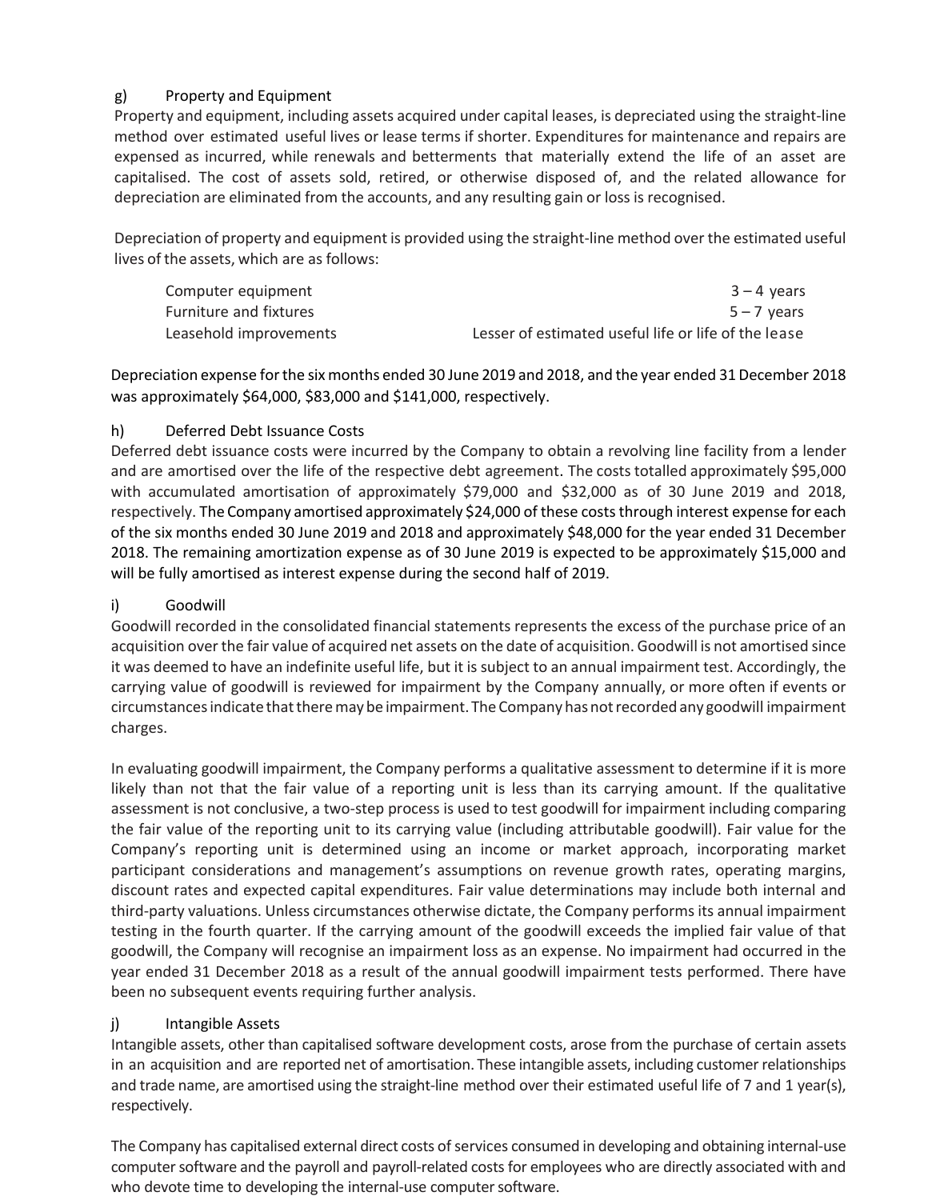### g) Property and Equipment

Property and equipment, including assets acquired under capital leases, is depreciated using the straight-line method over estimated useful lives or lease terms if shorter. Expenditures for maintenance and repairs are expensed as incurred, while renewals and betterments that materially extend the life of an asset are capitalised. The cost of assets sold, retired, or otherwise disposed of, and the related allowance for depreciation are eliminated from the accounts, and any resulting gain or loss is recognised.

Depreciation of property and equipment is provided using the straight-line method over the estimated useful lives of the assets, which are as follows:

| | |
|---|---|
| Computer equipment | 3 – 4 years |
| Furniture and fixtures | 5 – 7 years |
| Leasehold improvements | Lesser of estimated useful life or life of the lease |

Depreciation expense for the six months ended 30 June 2019 and 2018, and the year ended 31 December 2018 was approximately $64,000, $83,000 and $141,000, respectively.

### h) Deferred Debt Issuance Costs

Deferred debt issuance costs were incurred by the Company to obtain a revolving line facility from a lender and are amortised over the life of the respective debt agreement. The costs totalled approximately $95,000 with accumulated amortisation of approximately $79,000 and $32,000 as of 30 June 2019 and 2018, respectively. The Company amortised approximately $24,000 of these costs through interest expense for each of the six months ended 30 June 2019 and 2018 and approximately $48,000 for the year ended 31 December 2018. The remaining amortization expense as of 30 June 2019 is expected to be approximately $15,000 and will be fully amortised as interest expense during the second half of 2019.

### i) Goodwill

Goodwill recorded in the consolidated financial statements represents the excess of the purchase price of an acquisition over the fair value of acquired net assets on the date of acquisition. Goodwill is not amortised since it was deemed to have an indefinite useful life, but it is subject to an annual impairment test. Accordingly, the carrying value of goodwill is reviewed for impairment by the Company annually, or more often if events or circumstances indicate that there may be impairment. The Company has not recorded any goodwill impairment charges.

In evaluating goodwill impairment, the Company performs a qualitative assessment to determine if it is more likely than not that the fair value of a reporting unit is less than its carrying amount. If the qualitative assessment is not conclusive, a two-step process is used to test goodwill for impairment including comparing the fair value of the reporting unit to its carrying value (including attributable goodwill). Fair value for the Company's reporting unit is determined using an income or market approach, incorporating market participant considerations and management's assumptions on revenue growth rates, operating margins, discount rates and expected capital expenditures. Fair value determinations may include both internal and third-party valuations. Unless circumstances otherwise dictate, the Company performs its annual impairment testing in the fourth quarter. If the carrying amount of the goodwill exceeds the implied fair value of that goodwill, the Company will recognise an impairment loss as an expense. No impairment had occurred in the year ended 31 December 2018 as a result of the annual goodwill impairment tests performed. There have been no subsequent events requiring further analysis.

### j) Intangible Assets

Intangible assets, other than capitalised software development costs, arose from the purchase of certain assets in an acquisition and are reported net of amortisation. These intangible assets, including customer relationships and trade name, are amortised using the straight-line method over their estimated useful life of 7 and 1 year(s), respectively.

The Company has capitalised external direct costs of services consumed in developing and obtaining internal-use computer software and the payroll and payroll-related costs for employees who are directly associated with and who devote time to developing the internal-use computer software.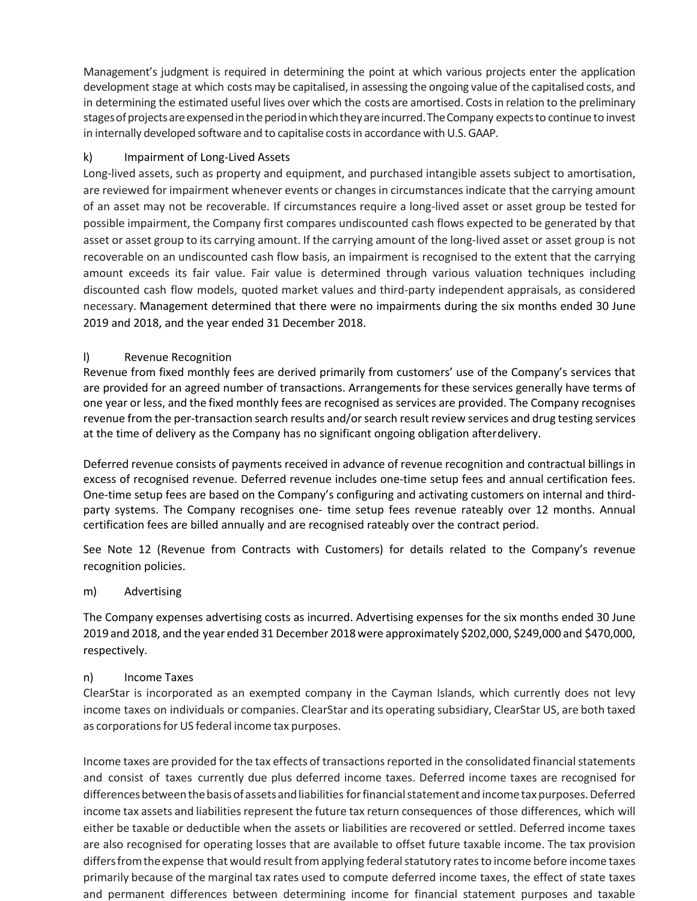Management's judgment is required in determining the point at which various projects enter the application development stage at which costs may be capitalised, in assessing the ongoing value of the capitalised costs, and in determining the estimated useful lives over which the costs are amortised. Costs in relation to the preliminary stages of projects are expensed in the period in which they are incurred. The Company expects to continue to invest in internally developed software and to capitalise costs in accordance with U.S. GAAP.

k) Impairment of Long-Lived Assets

Long-lived assets, such as property and equipment, and purchased intangible assets subject to amortisation, are reviewed for impairment whenever events or changes in circumstances indicate that the carrying amount of an asset may not be recoverable. If circumstances require a long-lived asset or asset group be tested for possible impairment, the Company first compares undiscounted cash flows expected to be generated by that asset or asset group to its carrying amount. If the carrying amount of the long-lived asset or asset group is not recoverable on an undiscounted cash flow basis, an impairment is recognised to the extent that the carrying amount exceeds its fair value. Fair value is determined through various valuation techniques including discounted cash flow models, quoted market values and third-party independent appraisals, as considered necessary. Management determined that there were no impairments during the six months ended 30 June 2019 and 2018, and the year ended 31 December 2018.

l) Revenue Recognition

Revenue from fixed monthly fees are derived primarily from customers' use of the Company's services that are provided for an agreed number of transactions. Arrangements for these services generally have terms of one year or less, and the fixed monthly fees are recognised as services are provided. The Company recognises revenue from the per-transaction search results and/or search result review services and drug testing services at the time of delivery as the Company has no significant ongoing obligation after delivery.

Deferred revenue consists of payments received in advance of revenue recognition and contractual billings in excess of recognised revenue. Deferred revenue includes one-time setup fees and annual certification fees. One-time setup fees are based on the Company's configuring and activating customers on internal and third-party systems. The Company recognises one- time setup fees revenue rateably over 12 months. Annual certification fees are billed annually and are recognised rateably over the contract period.

See Note 12 (Revenue from Contracts with Customers) for details related to the Company's revenue recognition policies.

m) Advertising

The Company expenses advertising costs as incurred. Advertising expenses for the six months ended 30 June 2019 and 2018, and the year ended 31 December 2018 were approximately $202,000, $249,000 and $470,000, respectively.

n) Income Taxes

ClearStar is incorporated as an exempted company in the Cayman Islands, which currently does not levy income taxes on individuals or companies. ClearStar and its operating subsidiary, ClearStar US, are both taxed as corporations for US federal income tax purposes.

Income taxes are provided for the tax effects of transactions reported in the consolidated financial statements and consist of taxes currently due plus deferred income taxes. Deferred income taxes are recognised for differences between the basis of assets and liabilities for financial statement and income tax purposes. Deferred income tax assets and liabilities represent the future tax return consequences of those differences, which will either be taxable or deductible when the assets or liabilities are recovered or settled. Deferred income taxes are also recognised for operating losses that are available to offset future taxable income. The tax provision differs from the expense that would result from applying federal statutory rates to income before income taxes primarily because of the marginal tax rates used to compute deferred income taxes, the effect of state taxes and permanent differences between determining income for financial statement purposes and taxable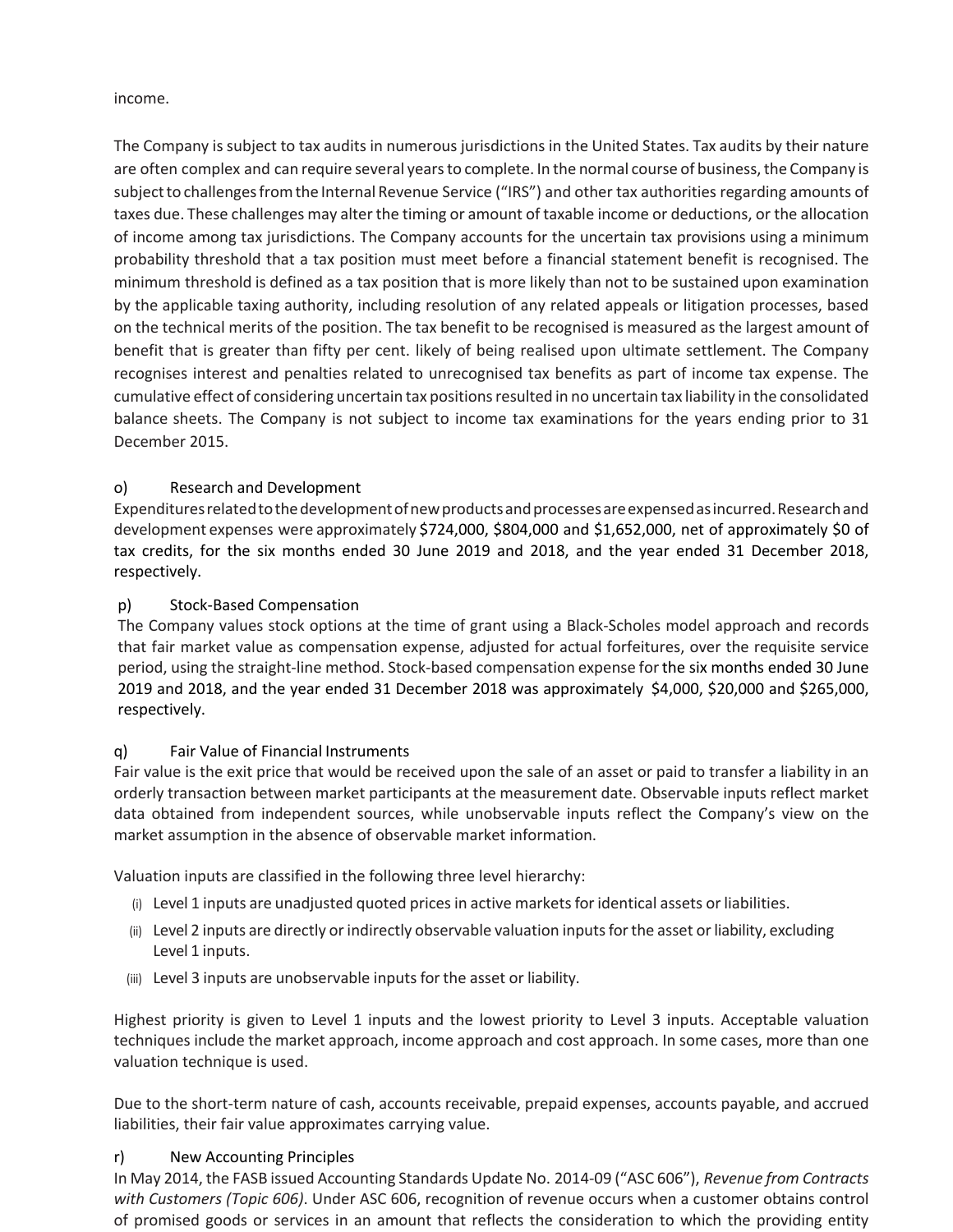income.

The Company is subject to tax audits in numerous jurisdictions in the United States. Tax audits by their nature are often complex and can require several years to complete. In the normal course of business, the Company is subject to challenges from the Internal Revenue Service ("IRS") and other tax authorities regarding amounts of taxes due. These challenges may alter the timing or amount of taxable income or deductions, or the allocation of income among tax jurisdictions. The Company accounts for the uncertain tax provisions using a minimum probability threshold that a tax position must meet before a financial statement benefit is recognised. The minimum threshold is defined as a tax position that is more likely than not to be sustained upon examination by the applicable taxing authority, including resolution of any related appeals or litigation processes, based on the technical merits of the position. The tax benefit to be recognised is measured as the largest amount of benefit that is greater than fifty per cent. likely of being realised upon ultimate settlement. The Company recognises interest and penalties related to unrecognised tax benefits as part of income tax expense. The cumulative effect of considering uncertain tax positions resulted in no uncertain tax liability in the consolidated balance sheets. The Company is not subject to income tax examinations for the years ending prior to 31 December 2015.

o) Research and Development

Expenditures related to the development of new products and processes are expensed as incurred. Research and development expenses were approximately $724,000, $804,000 and $1,652,000, net of approximately $0 of tax credits, for the six months ended 30 June 2019 and 2018, and the year ended 31 December 2018, respectively.

p) Stock-Based Compensation

The Company values stock options at the time of grant using a Black-Scholes model approach and records that fair market value as compensation expense, adjusted for actual forfeitures, over the requisite service period, using the straight-line method. Stock-based compensation expense for the six months ended 30 June 2019 and 2018, and the year ended 31 December 2018 was approximately $4,000, $20,000 and $265,000, respectively.

q) Fair Value of Financial Instruments

Fair value is the exit price that would be received upon the sale of an asset or paid to transfer a liability in an orderly transaction between market participants at the measurement date. Observable inputs reflect market data obtained from independent sources, while unobservable inputs reflect the Company's view on the market assumption in the absence of observable market information.

Valuation inputs are classified in the following three level hierarchy:

(i) Level 1 inputs are unadjusted quoted prices in active markets for identical assets or liabilities.
(ii) Level 2 inputs are directly or indirectly observable valuation inputs for the asset or liability, excluding Level 1 inputs.
(iii) Level 3 inputs are unobservable inputs for the asset or liability.

Highest priority is given to Level 1 inputs and the lowest priority to Level 3 inputs. Acceptable valuation techniques include the market approach, income approach and cost approach. In some cases, more than one valuation technique is used.

Due to the short-term nature of cash, accounts receivable, prepaid expenses, accounts payable, and accrued liabilities, their fair value approximates carrying value.

r) New Accounting Principles

In May 2014, the FASB issued Accounting Standards Update No. 2014-09 ("ASC 606"), *Revenue from Contracts with Customers (Topic 606)*. Under ASC 606, recognition of revenue occurs when a customer obtains control of promised goods or services in an amount that reflects the consideration to which the providing entity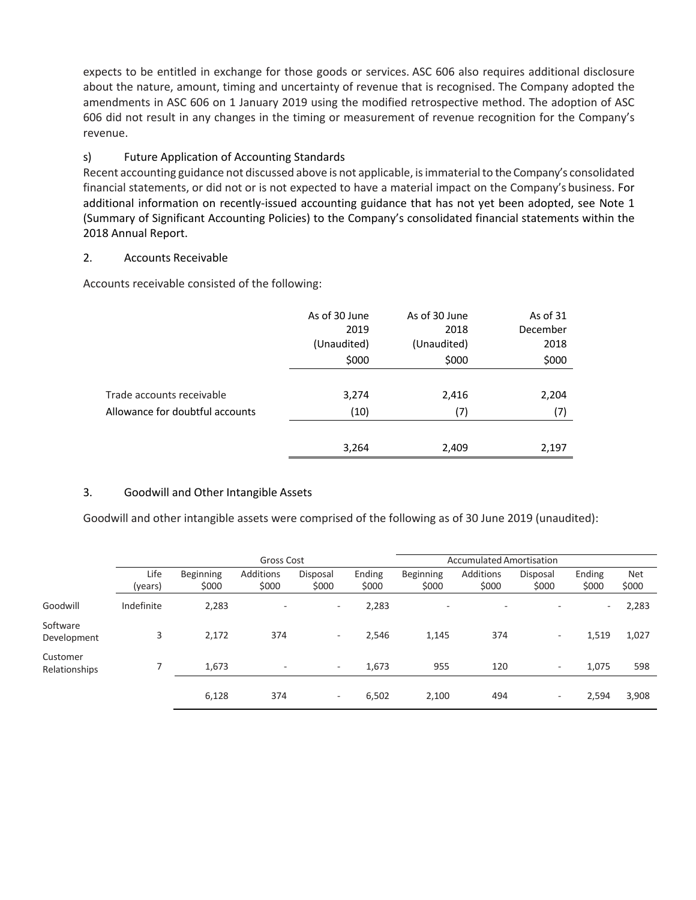expects to be entitled in exchange for those goods or services. ASC 606 also requires additional disclosure about the nature, amount, timing and uncertainty of revenue that is recognised. The Company adopted the amendments in ASC 606 on 1 January 2019 using the modified retrospective method. The adoption of ASC 606 did not result in any changes in the timing or measurement of revenue recognition for the Company's revenue.

s) Future Application of Accounting Standards

Recent accounting guidance not discussed above is not applicable, is immaterial to the Company's consolidated financial statements, or did not or is not expected to have a material impact on the Company's business. For additional information on recently-issued accounting guidance that has not yet been adopted, see Note 1 (Summary of Significant Accounting Policies) to the Company's consolidated financial statements within the 2018 Annual Report.

## 2. Accounts Receivable

Accounts receivable consisted of the following:

| | As of 30 June 2019 (Unaudited) $000 | As of 30 June 2018 (Unaudited) $000 | As of 31 December 2018 $000 |
|---|---|---|---|
| Trade accounts receivable | 3,274 | 2,416 | 2,204 |
| Allowance for doubtful accounts | (10) | (7) | (7) |
| | 3,264 | 2,409 | 2,197 |

## 3. Goodwill and Other Intangible Assets

Goodwill and other intangible assets were comprised of the following as of 30 June 2019 (unaudited):

| | | Gross Cost | | | | Accumulated Amortisation | | | | |
|---|---|---|---|---|---|---|---|---|---|---|
| | Life (years) | Beginning $000 | Additions $000 | Disposal $000 | Ending $000 | Beginning $000 | Additions $000 | Disposal $000 | Ending $000 | Net $000 |
| Goodwill | Indefinite | 2,283 | - | - | 2,283 | - | - | - | - | 2,283 |
| Software Development | 3 | 2,172 | 374 | - | 2,546 | 1,145 | 374 | - | 1,519 | 1,027 |
| Customer Relationships | 7 | 1,673 | - | - | 1,673 | 955 | 120 | - | 1,075 | 598 |
| | | 6,128 | 374 | - | 6,502 | 2,100 | 494 | - | 2,594 | 3,908 |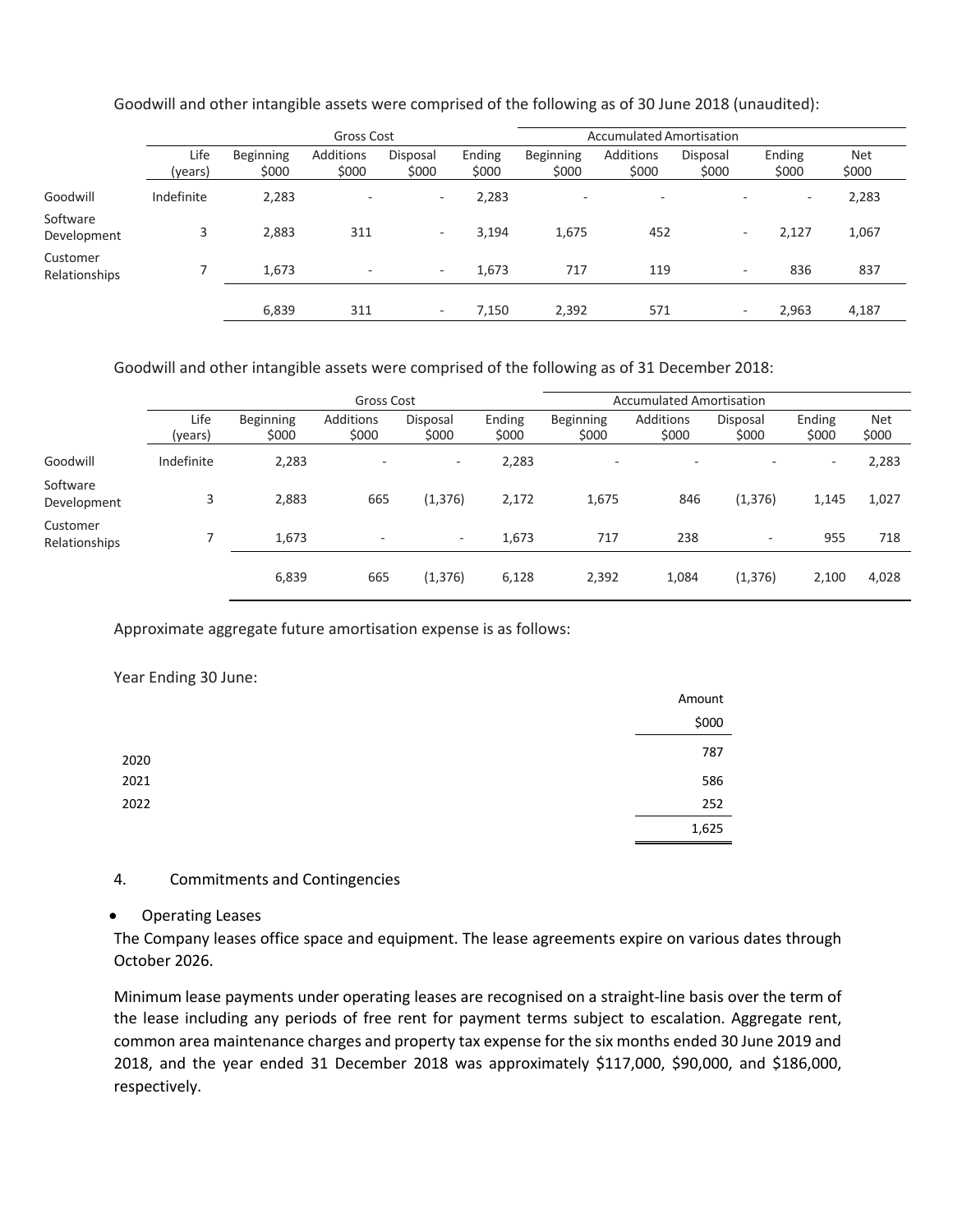Goodwill and other intangible assets were comprised of the following as of 30 June 2018 (unaudited):

| | | Gross Cost | | | | Accumulated Amortisation | | | | |
|---|---|---|---|---|---|---|---|---|---|---|
| | Life (years) | Beginning $000 | Additions $000 | Disposal $000 | Ending $000 | Beginning $000 | Additions $000 | Disposal $000 | Ending $000 | Net $000 |
| Goodwill | Indefinite | 2,283 | - | - | 2,283 | - | - | - | - | 2,283 |
| Software Development | 3 | 2,883 | 311 | - | 3,194 | 1,675 | 452 | - | 2,127 | 1,067 |
| Customer Relationships | 7 | 1,673 | - | - | 1,673 | 717 | 119 | - | 836 | 837 |
| | | 6,839 | 311 | - | 7,150 | 2,392 | 571 | - | 2,963 | 4,187 |

Goodwill and other intangible assets were comprised of the following as of 31 December 2018:

| | | Gross Cost | | | | Accumulated Amortisation | | | | |
|---|---|---|---|---|---|---|---|---|---|---|
| | Life (years) | Beginning $000 | Additions $000 | Disposal $000 | Ending $000 | Beginning $000 | Additions $000 | Disposal $000 | Ending $000 | Net $000 |
| Goodwill | Indefinite | 2,283 | - | - | 2,283 | - | - | - | - | 2,283 |
| Software Development | 3 | 2,883 | 665 | (1,376) | 2,172 | 1,675 | 846 | (1,376) | 1,145 | 1,027 |
| Customer Relationships | 7 | 1,673 | - | - | 1,673 | 717 | 238 | - | 955 | 718 |
| | | 6,839 | 665 | (1,376) | 6,128 | 2,392 | 1,084 | (1,376) | 2,100 | 4,028 |

Approximate aggregate future amortisation expense is as follows:

Year Ending 30 June:

| | Amount $000 |
|---|---|
| 2020 | 787 |
| 2021 | 586 |
| 2022 | 252 |
| | 1,625 |

4. Commitments and Contingencies

- Operating Leases

The Company leases office space and equipment. The lease agreements expire on various dates through October 2026.

Minimum lease payments under operating leases are recognised on a straight-line basis over the term of the lease including any periods of free rent for payment terms subject to escalation. Aggregate rent, common area maintenance charges and property tax expense for the six months ended 30 June 2019 and 2018, and the year ended 31 December 2018 was approximately $117,000, $90,000, and $186,000, respectively.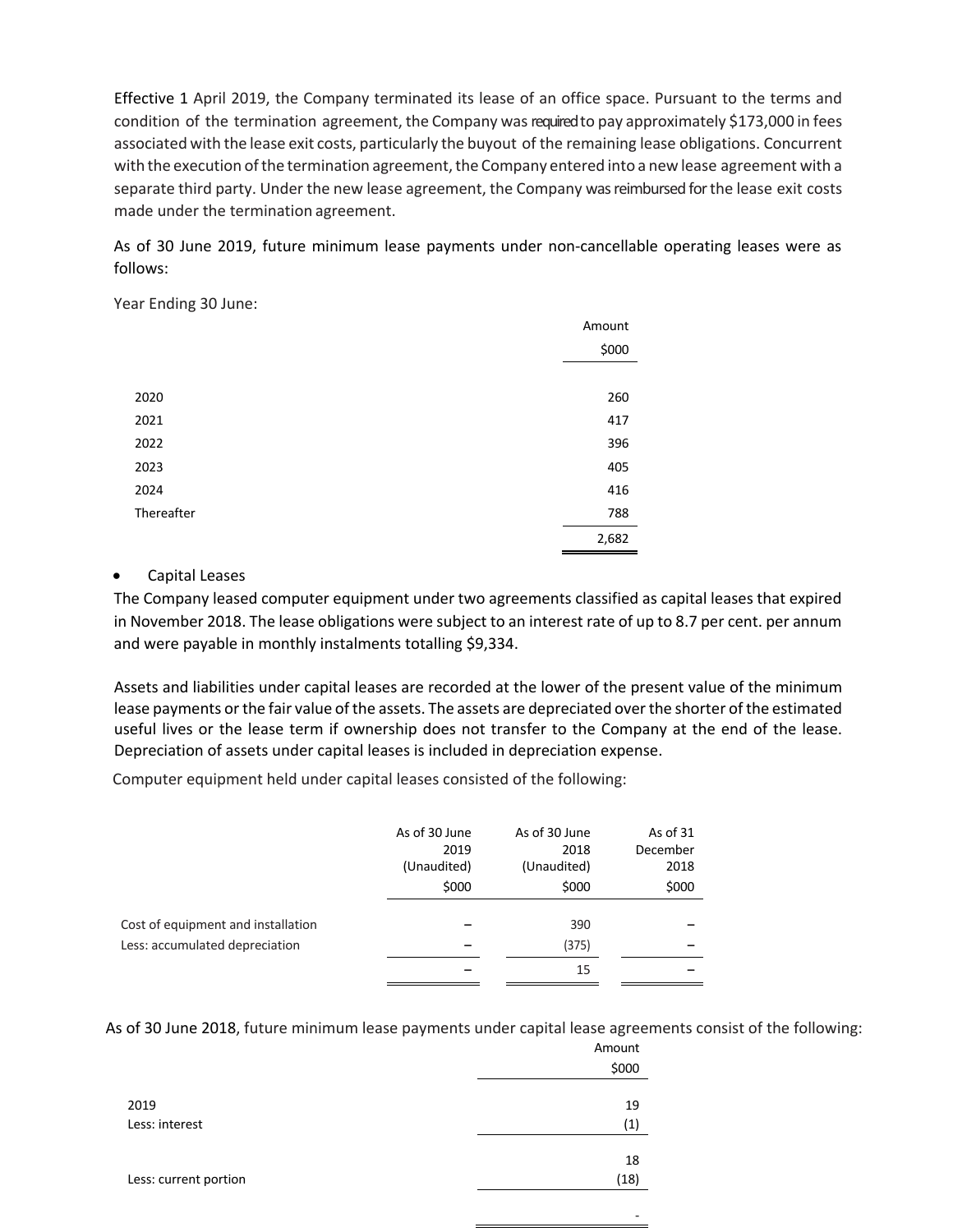Effective 1 April 2019, the Company terminated its lease of an office space. Pursuant to the terms and condition of the termination agreement, the Company was required to pay approximately $173,000 in fees associated with the lease exit costs, particularly the buyout of the remaining lease obligations. Concurrent with the execution of the termination agreement, the Company entered into a new lease agreement with a separate third party. Under the new lease agreement, the Company was reimbursed for the lease exit costs made under the termination agreement.

As of 30 June 2019, future minimum lease payments under non-cancellable operating leases were as follows:

Year Ending 30 June:

| | Amount |
|---|---|
| | $000 |
| 2020 | 260 |
| 2021 | 417 |
| 2022 | 396 |
| 2023 | 405 |
| 2024 | 416 |
| Thereafter | 788 |
| | 2,682 |

- Capital Leases

The Company leased computer equipment under two agreements classified as capital leases that expired in November 2018. The lease obligations were subject to an interest rate of up to 8.7 per cent. per annum and were payable in monthly instalments totalling $9,334.

Assets and liabilities under capital leases are recorded at the lower of the present value of the minimum lease payments or the fair value of the assets. The assets are depreciated over the shorter of the estimated useful lives or the lease term if ownership does not transfer to the Company at the end of the lease. Depreciation of assets under capital leases is included in depreciation expense.

Computer equipment held under capital leases consisted of the following:

| | As of 30 June 2019 (Unaudited) | As of 30 June 2018 (Unaudited) | As of 31 December 2018 |
|---|---|---|---|
| | $000 | $000 | $000 |
| Cost of equipment and installation | – | 390 | – |
| Less: accumulated depreciation | – | (375) | – |
| | – | 15 | – |

As of 30 June 2018, future minimum lease payments under capital lease agreements consist of the following:

| | Amount |
|---|---|
| | $000 |
| 2019 | 19 |
| Less: interest | (1) |
| | 18 |
| Less: current portion | (18) |
| | - |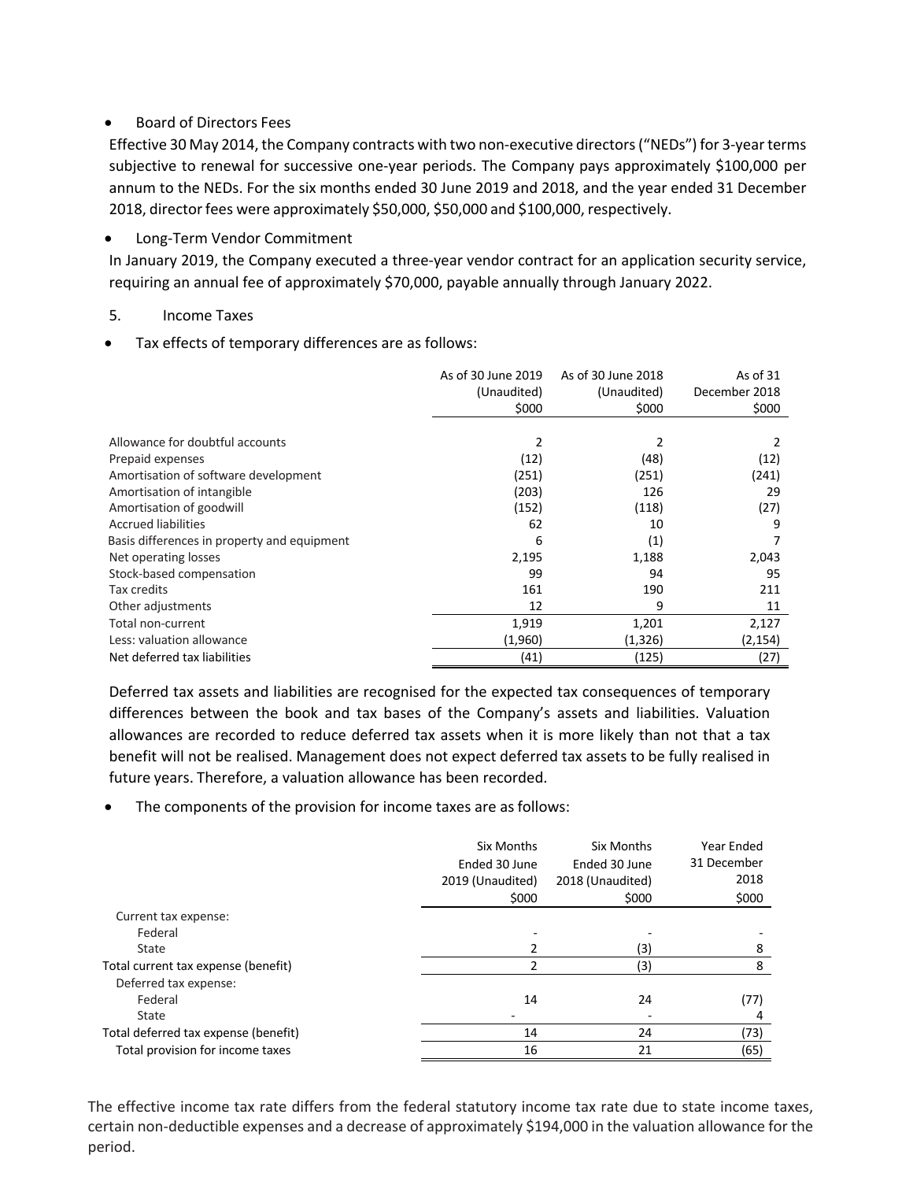- Board of Directors Fees

  Effective 30 May 2014, the Company contracts with two non-executive directors ("NEDs") for 3-year terms subjective to renewal for successive one-year periods. The Company pays approximately $100,000 per annum to the NEDs. For the six months ended 30 June 2019 and 2018, and the year ended 31 December 2018, director fees were approximately $50,000, $50,000 and $100,000, respectively.

- Long-Term Vendor Commitment

  In January 2019, the Company executed a three-year vendor contract for an application security service, requiring an annual fee of approximately $70,000, payable annually through January 2022.

5. Income Taxes

- Tax effects of temporary differences are as follows:

| | As of 30 June 2019 (Unaudited) $000 | As of 30 June 2018 (Unaudited) $000 | As of 31 December 2018 $000 |
|---|---|---|---|
| Allowance for doubtful accounts | 2 | 2 | 2 |
| Prepaid expenses | (12) | (48) | (12) |
| Amortisation of software development | (251) | (251) | (241) |
| Amortisation of intangible | (203) | 126 | 29 |
| Amortisation of goodwill | (152) | (118) | (27) |
| Accrued liabilities | 62 | 10 | 9 |
| Basis differences in property and equipment | 6 | (1) | 7 |
| Net operating losses | 2,195 | 1,188 | 2,043 |
| Stock-based compensation | 99 | 94 | 95 |
| Tax credits | 161 | 190 | 211 |
| Other adjustments | 12 | 9 | 11 |
| Total non-current | 1,919 | 1,201 | 2,127 |
| Less: valuation allowance | (1,960) | (1,326) | (2,154) |
| Net deferred tax liabilities | (41) | (125) | (27) |

Deferred tax assets and liabilities are recognised for the expected tax consequences of temporary differences between the book and tax bases of the Company's assets and liabilities. Valuation allowances are recorded to reduce deferred tax assets when it is more likely than not that a tax benefit will not be realised. Management does not expect deferred tax assets to be fully realised in future years. Therefore, a valuation allowance has been recorded.

- The components of the provision for income taxes are as follows:

| | Six Months Ended 30 June 2019 (Unaudited) $000 | Six Months Ended 30 June 2018 (Unaudited) $000 | Year Ended 31 December 2018 $000 |
|---|---|---|---|
| Current tax expense: | | | |
| Federal | - | - | - |
| State | 2 | (3) | 8 |
| Total current tax expense (benefit) | 2 | (3) | 8 |
| Deferred tax expense: | | | |
| Federal | 14 | 24 | (77) |
| State | - | - | 4 |
| Total deferred tax expense (benefit) | 14 | 24 | (73) |
| Total provision for income taxes | 16 | 21 | (65) |

The effective income tax rate differs from the federal statutory income tax rate due to state income taxes, certain non-deductible expenses and a decrease of approximately $194,000 in the valuation allowance for the period.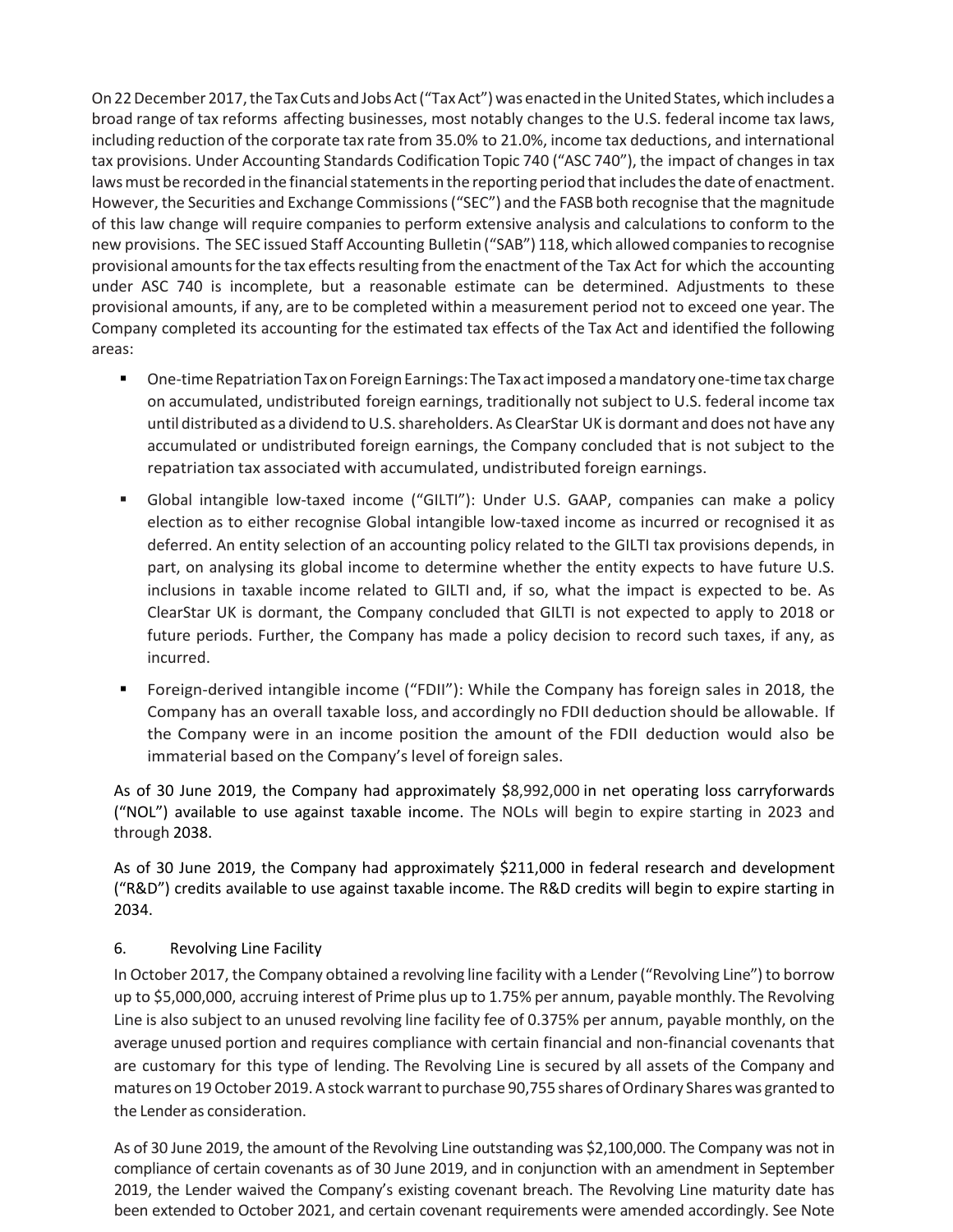On 22 December 2017, the Tax Cuts and Jobs Act ("Tax Act") was enacted in the United States, which includes a broad range of tax reforms affecting businesses, most notably changes to the U.S. federal income tax laws, including reduction of the corporate tax rate from 35.0% to 21.0%, income tax deductions, and international tax provisions. Under Accounting Standards Codification Topic 740 ("ASC 740"), the impact of changes in tax laws must be recorded in the financial statements in the reporting period that includes the date of enactment. However, the Securities and Exchange Commissions ("SEC") and the FASB both recognise that the magnitude of this law change will require companies to perform extensive analysis and calculations to conform to the new provisions. The SEC issued Staff Accounting Bulletin ("SAB") 118, which allowed companies to recognise provisional amounts for the tax effects resulting from the enactment of the Tax Act for which the accounting under ASC 740 is incomplete, but a reasonable estimate can be determined. Adjustments to these provisional amounts, if any, are to be completed within a measurement period not to exceed one year. The Company completed its accounting for the estimated tax effects of the Tax Act and identified the following areas:

- One-time Repatriation Tax on Foreign Earnings: The Tax act imposed a mandatory one-time tax charge on accumulated, undistributed foreign earnings, traditionally not subject to U.S. federal income tax until distributed as a dividend to U.S. shareholders. As ClearStar UK is dormant and does not have any accumulated or undistributed foreign earnings, the Company concluded that is not subject to the repatriation tax associated with accumulated, undistributed foreign earnings.
- Global intangible low-taxed income ("GILTI"): Under U.S. GAAP, companies can make a policy election as to either recognise Global intangible low-taxed income as incurred or recognised it as deferred. An entity selection of an accounting policy related to the GILTI tax provisions depends, in part, on analysing its global income to determine whether the entity expects to have future U.S. inclusions in taxable income related to GILTI and, if so, what the impact is expected to be. As ClearStar UK is dormant, the Company concluded that GILTI is not expected to apply to 2018 or future periods. Further, the Company has made a policy decision to record such taxes, if any, as incurred.
- Foreign-derived intangible income ("FDII"): While the Company has foreign sales in 2018, the Company has an overall taxable loss, and accordingly no FDII deduction should be allowable. If the Company were in an income position the amount of the FDII deduction would also be immaterial based on the Company's level of foreign sales.

As of 30 June 2019, the Company had approximately $8,992,000 in net operating loss carryforwards ("NOL") available to use against taxable income. The NOLs will begin to expire starting in 2023 and through 2038.

As of 30 June 2019, the Company had approximately $211,000 in federal research and development ("R&D") credits available to use against taxable income. The R&D credits will begin to expire starting in 2034.

## 6. Revolving Line Facility

In October 2017, the Company obtained a revolving line facility with a Lender ("Revolving Line") to borrow up to $5,000,000, accruing interest of Prime plus up to 1.75% per annum, payable monthly. The Revolving Line is also subject to an unused revolving line facility fee of 0.375% per annum, payable monthly, on the average unused portion and requires compliance with certain financial and non-financial covenants that are customary for this type of lending. The Revolving Line is secured by all assets of the Company and matures on 19 October 2019. A stock warrant to purchase 90,755 shares of Ordinary Shares was granted to the Lender as consideration.

As of 30 June 2019, the amount of the Revolving Line outstanding was $2,100,000. The Company was not in compliance of certain covenants as of 30 June 2019, and in conjunction with an amendment in September 2019, the Lender waived the Company's existing covenant breach. The Revolving Line maturity date has been extended to October 2021, and certain covenant requirements were amended accordingly. See Note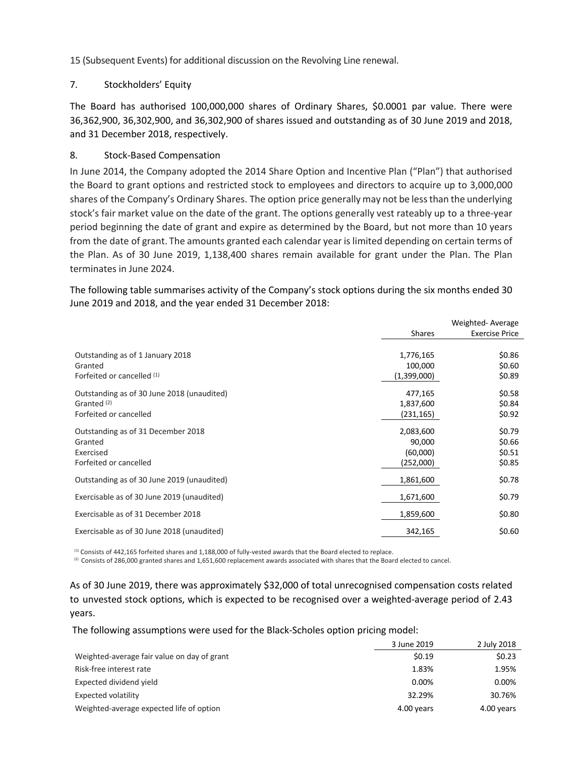15 (Subsequent Events) for additional discussion on the Revolving Line renewal.

## 7. Stockholders' Equity

The Board has authorised 100,000,000 shares of Ordinary Shares, $0.0001 par value. There were 36,362,900, 36,302,900, and 36,302,900 of shares issued and outstanding as of 30 June 2019 and 2018, and 31 December 2018, respectively.

## 8. Stock-Based Compensation

In June 2014, the Company adopted the 2014 Share Option and Incentive Plan ("Plan") that authorised the Board to grant options and restricted stock to employees and directors to acquire up to 3,000,000 shares of the Company's Ordinary Shares. The option price generally may not be less than the underlying stock's fair market value on the date of the grant. The options generally vest rateably up to a three-year period beginning the date of grant and expire as determined by the Board, but not more than 10 years from the date of grant. The amounts granted each calendar year is limited depending on certain terms of the Plan. As of 30 June 2019, 1,138,400 shares remain available for grant under the Plan. The Plan terminates in June 2024.

The following table summarises activity of the Company's stock options during the six months ended 30 June 2019 and 2018, and the year ended 31 December 2018:

| | Shares | Weighted- Average Exercise Price |
|---|---|---|
| Outstanding as of 1 January 2018 | 1,776,165 | $0.86 |
| Granted | 100,000 | $0.60 |
| Forfeited or cancelled [(1)] | (1,399,000) | $0.89 |
| Outstanding as of 30 June 2018 (unaudited) | 477,165 | $0.58 |
| Granted [(2)] | 1,837,600 | $0.84 |
| Forfeited or cancelled | (231,165) | $0.92 |
| Outstanding as of 31 December 2018 | 2,083,600 | $0.79 |
| Granted | 90,000 | $0.66 |
| Exercised | (60,000) | $0.51 |
| Forfeited or cancelled | (252,000) | $0.85 |
| Outstanding as of 30 June 2019 (unaudited) | 1,861,600 | $0.78 |
| Exercisable as of 30 June 2019 (unaudited) | 1,671,600 | $0.79 |
| Exercisable as of 31 December 2018 | 1,859,600 | $0.80 |
| Exercisable as of 30 June 2018 (unaudited) | 342,165 | $0.60 |

[(1)] Consists of 442,165 forfeited shares and 1,188,000 of fully-vested awards that the Board elected to replace.
[(2)] Consists of 286,000 granted shares and 1,651,600 replacement awards associated with shares that the Board elected to cancel.

As of 30 June 2019, there was approximately $32,000 of total unrecognised compensation costs related to unvested stock options, which is expected to be recognised over a weighted-average period of 2.43 years.

The following assumptions were used for the Black-Scholes option pricing model:

| | 3 June 2019 | 2 July 2018 |
|---|---|---|
| Weighted-average fair value on day of grant | $0.19 | $0.23 |
| Risk-free interest rate | 1.83% | 1.95% |
| Expected dividend yield | 0.00% | 0.00% |
| Expected volatility | 32.29% | 30.76% |
| Weighted-average expected life of option | 4.00 years | 4.00 years |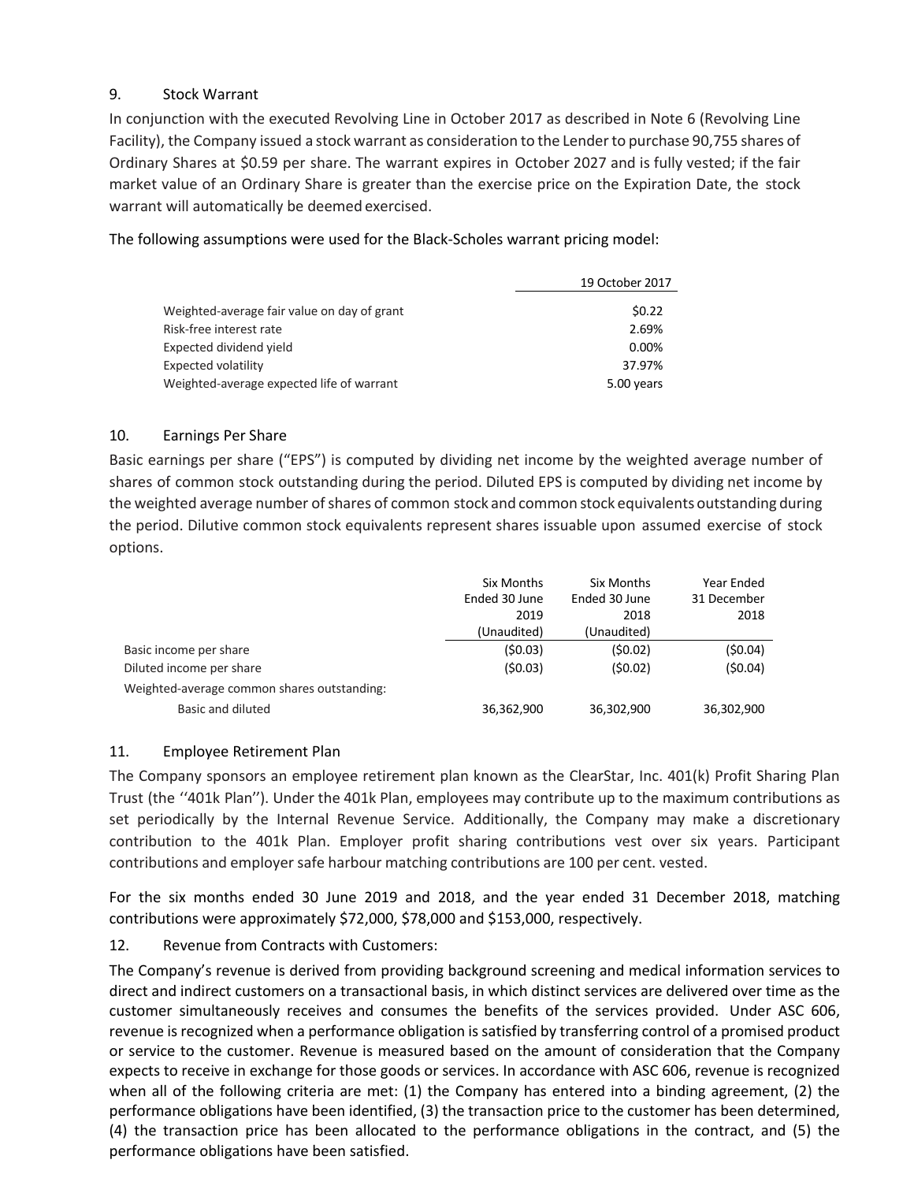## 9. Stock Warrant

In conjunction with the executed Revolving Line in October 2017 as described in Note 6 (Revolving Line Facility), the Company issued a stock warrant as consideration to the Lender to purchase 90,755 shares of Ordinary Shares at $0.59 per share. The warrant expires in October 2027 and is fully vested; if the fair market value of an Ordinary Share is greater than the exercise price on the Expiration Date, the stock warrant will automatically be deemed exercised.

The following assumptions were used for the Black-Scholes warrant pricing model:

| | 19 October 2017 |
|---|---|
| Weighted-average fair value on day of grant | $0.22 |
| Risk-free interest rate | 2.69% |
| Expected dividend yield | 0.00% |
| Expected volatility | 37.97% |
| Weighted-average expected life of warrant | 5.00 years |

## 10. Earnings Per Share

Basic earnings per share ("EPS") is computed by dividing net income by the weighted average number of shares of common stock outstanding during the period. Diluted EPS is computed by dividing net income by the weighted average number of shares of common stock and common stock equivalents outstanding during the period. Dilutive common stock equivalents represent shares issuable upon assumed exercise of stock options.

| | Six Months Ended 30 June 2019 (Unaudited) | Six Months Ended 30 June 2018 (Unaudited) | Year Ended 31 December 2018 |
|---|---|---|---|
| Basic income per share | ($0.03) | ($0.02) | ($0.04) |
| Diluted income per share | ($0.03) | ($0.02) | ($0.04) |
| Weighted-average common shares outstanding: | | | |
| Basic and diluted | 36,362,900 | 36,302,900 | 36,302,900 |

## 11. Employee Retirement Plan

The Company sponsors an employee retirement plan known as the ClearStar, Inc. 401(k) Profit Sharing Plan Trust (the ''401k Plan''). Under the 401k Plan, employees may contribute up to the maximum contributions as set periodically by the Internal Revenue Service. Additionally, the Company may make a discretionary contribution to the 401k Plan. Employer profit sharing contributions vest over six years. Participant contributions and employer safe harbour matching contributions are 100 per cent. vested.

For the six months ended 30 June 2019 and 2018, and the year ended 31 December 2018, matching contributions were approximately $72,000, $78,000 and $153,000, respectively.

## 12. Revenue from Contracts with Customers:

The Company's revenue is derived from providing background screening and medical information services to direct and indirect customers on a transactional basis, in which distinct services are delivered over time as the customer simultaneously receives and consumes the benefits of the services provided. Under ASC 606, revenue is recognized when a performance obligation is satisfied by transferring control of a promised product or service to the customer. Revenue is measured based on the amount of consideration that the Company expects to receive in exchange for those goods or services. In accordance with ASC 606, revenue is recognized when all of the following criteria are met: (1) the Company has entered into a binding agreement, (2) the performance obligations have been identified, (3) the transaction price to the customer has been determined, (4) the transaction price has been allocated to the performance obligations in the contract, and (5) the performance obligations have been satisfied.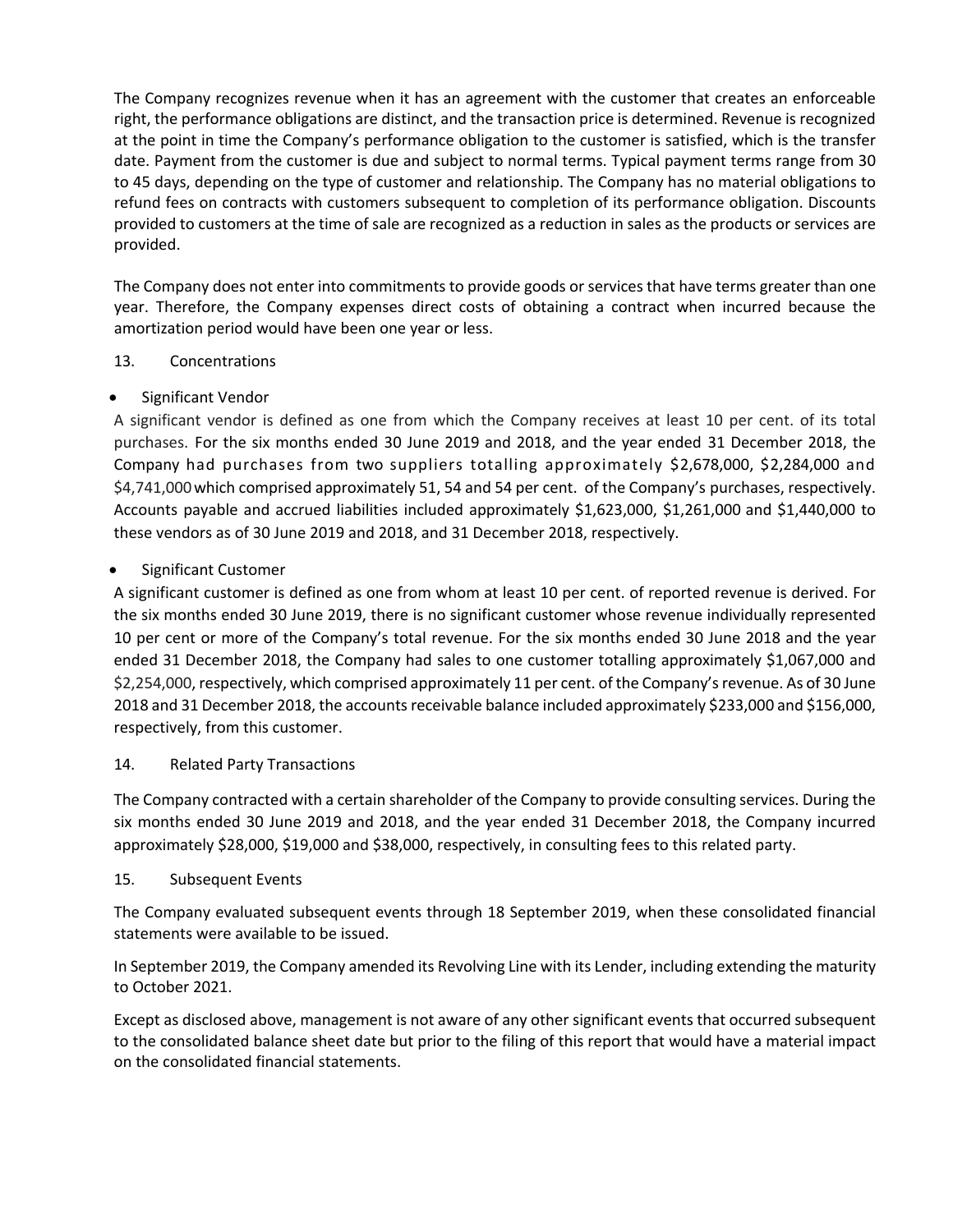The Company recognizes revenue when it has an agreement with the customer that creates an enforceable right, the performance obligations are distinct, and the transaction price is determined. Revenue is recognized at the point in time the Company's performance obligation to the customer is satisfied, which is the transfer date. Payment from the customer is due and subject to normal terms. Typical payment terms range from 30 to 45 days, depending on the type of customer and relationship. The Company has no material obligations to refund fees on contracts with customers subsequent to completion of its performance obligation. Discounts provided to customers at the time of sale are recognized as a reduction in sales as the products or services are provided.

The Company does not enter into commitments to provide goods or services that have terms greater than one year. Therefore, the Company expenses direct costs of obtaining a contract when incurred because the amortization period would have been one year or less.

13. Concentrations

- Significant Vendor

A significant vendor is defined as one from which the Company receives at least 10 per cent. of its total purchases. For the six months ended 30 June 2019 and 2018, and the year ended 31 December 2018, the Company had purchases from two suppliers totalling approximately $2,678,000, $2,284,000 and $4,741,000 which comprised approximately 51, 54 and 54 per cent. of the Company's purchases, respectively. Accounts payable and accrued liabilities included approximately $1,623,000, $1,261,000 and $1,440,000 to these vendors as of 30 June 2019 and 2018, and 31 December 2018, respectively.

- Significant Customer

A significant customer is defined as one from whom at least 10 per cent. of reported revenue is derived. For the six months ended 30 June 2019, there is no significant customer whose revenue individually represented 10 per cent or more of the Company's total revenue. For the six months ended 30 June 2018 and the year ended 31 December 2018, the Company had sales to one customer totalling approximately $1,067,000 and $2,254,000, respectively, which comprised approximately 11 per cent. of the Company's revenue. As of 30 June 2018 and 31 December 2018, the accounts receivable balance included approximately $233,000 and $156,000, respectively, from this customer.

14. Related Party Transactions

The Company contracted with a certain shareholder of the Company to provide consulting services. During the six months ended 30 June 2019 and 2018, and the year ended 31 December 2018, the Company incurred approximately $28,000, $19,000 and $38,000, respectively, in consulting fees to this related party.

15. Subsequent Events

The Company evaluated subsequent events through 18 September 2019, when these consolidated financial statements were available to be issued.

In September 2019, the Company amended its Revolving Line with its Lender, including extending the maturity to October 2021.

Except as disclosed above, management is not aware of any other significant events that occurred subsequent to the consolidated balance sheet date but prior to the filing of this report that would have a material impact on the consolidated financial statements.